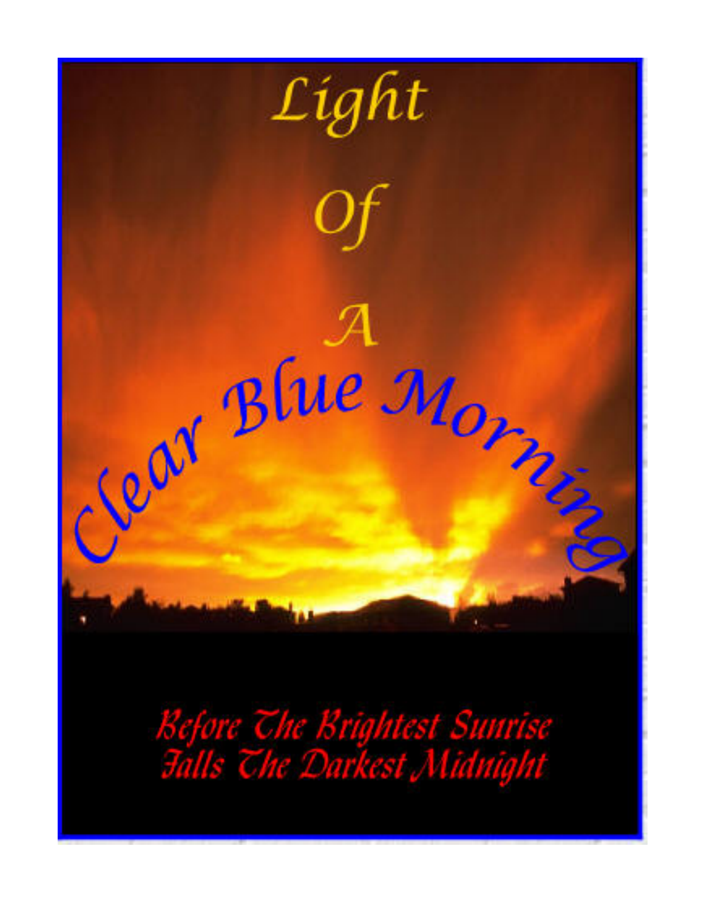# Light Of A Clear Blue Morning

*Before The Brightest Sunrise*
*Falls The Darkest Midnight*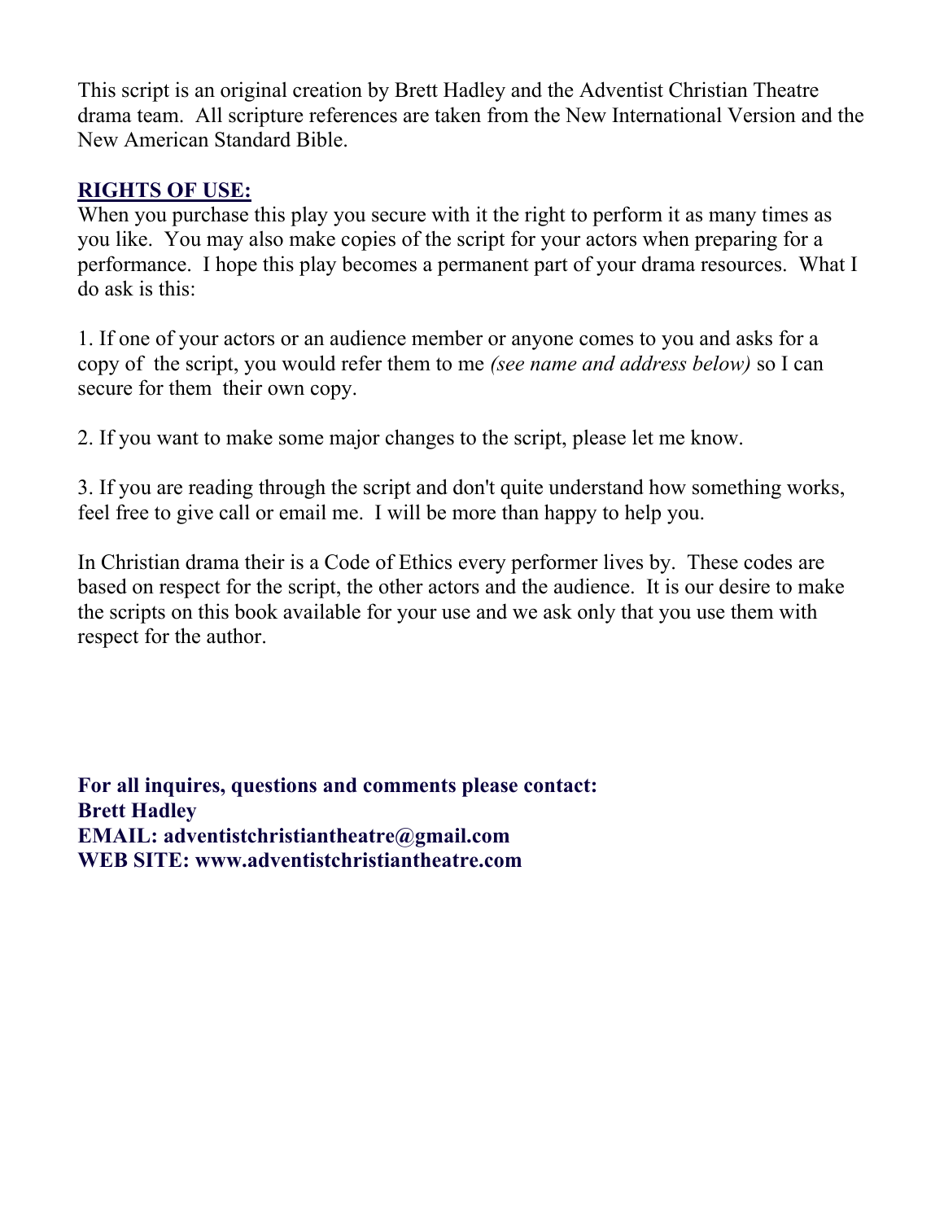This script is an original creation by Brett Hadley and the Adventist Christian Theatre drama team. All scripture references are taken from the New International Version and the New American Standard Bible.

**RIGHTS OF USE:**

When you purchase this play you secure with it the right to perform it as many times as you like. You may also make copies of the script for your actors when preparing for a performance. I hope this play becomes a permanent part of your drama resources. What I do ask is this:

1. If one of your actors or an audience member or anyone comes to you and asks for a copy of the script, you would refer them to me *(see name and address below)* so I can secure for them their own copy.

2. If you want to make some major changes to the script, please let me know.

3. If you are reading through the script and don't quite understand how something works, feel free to give call or email me. I will be more than happy to help you.

In Christian drama their is a Code of Ethics every performer lives by. These codes are based on respect for the script, the other actors and the audience. It is our desire to make the scripts on this book available for your use and we ask only that you use them with respect for the author.

**For all inquires, questions and comments please contact:**
**Brett Hadley**
**EMAIL: adventistchristiantheatre@gmail.com**
**WEB SITE: www.adventistchristiantheatre.com**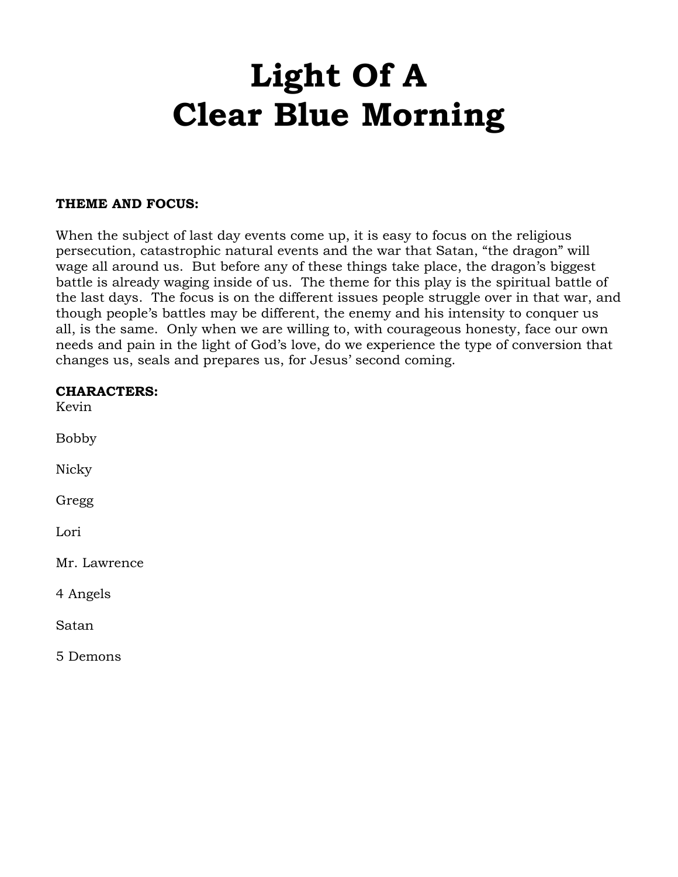# Light Of A Clear Blue Morning

**THEME AND FOCUS:**

When the subject of last day events come up, it is easy to focus on the religious persecution, catastrophic natural events and the war that Satan, "the dragon" will wage all around us. But before any of these things take place, the dragon's biggest battle is already waging inside of us. The theme for this play is the spiritual battle of the last days. The focus is on the different issues people struggle over in that war, and though people's battles may be different, the enemy and his intensity to conquer us all, is the same. Only when we are willing to, with courageous honesty, face our own needs and pain in the light of God's love, do we experience the type of conversion that changes us, seals and prepares us, for Jesus' second coming.

**CHARACTERS:**

Kevin

Bobby

Nicky

Gregg

Lori

Mr. Lawrence

4 Angels

Satan

5 Demons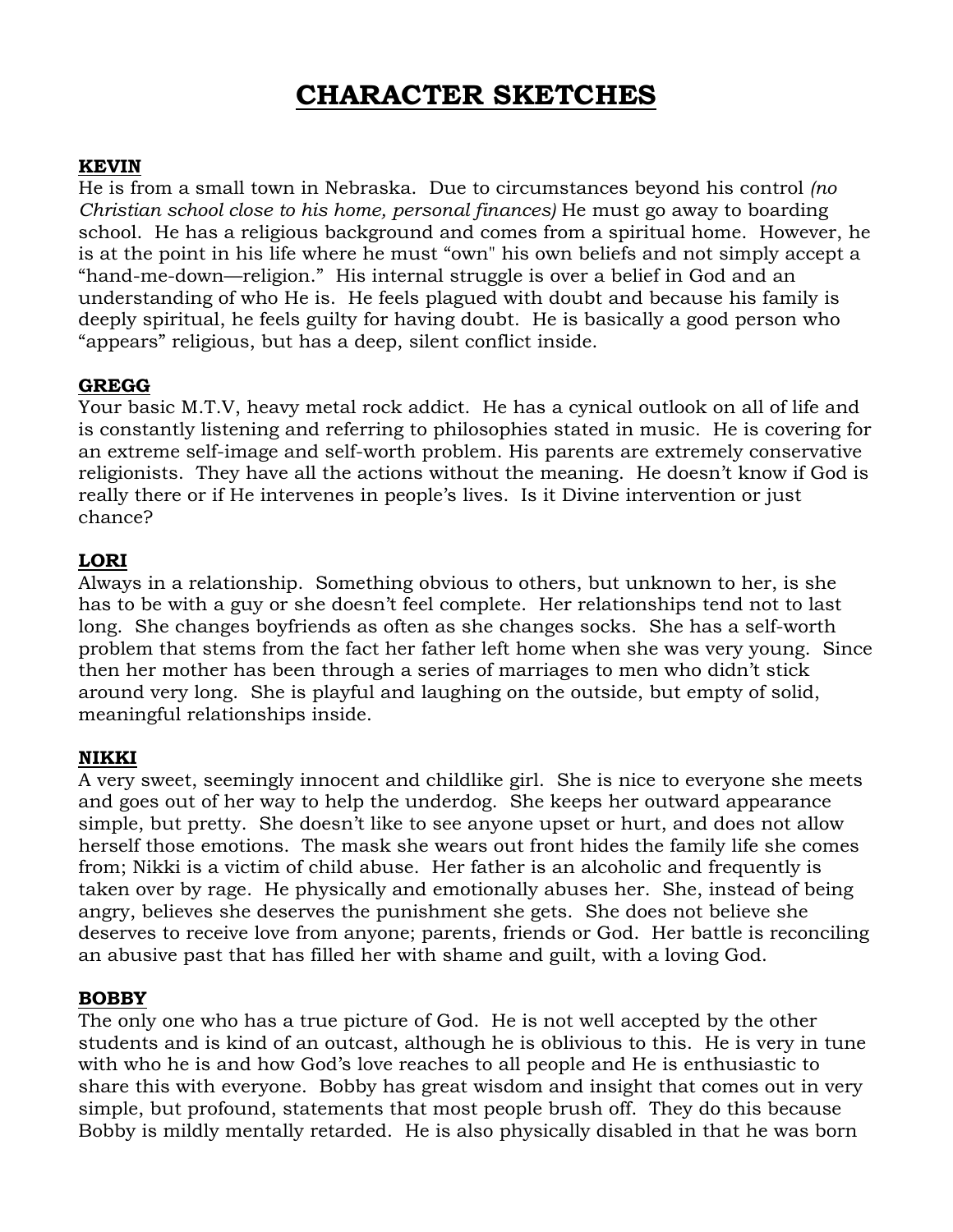# CHARACTER SKETCHES

**KEVIN**
He is from a small town in Nebraska. Due to circumstances beyond his control *(no Christian school close to his home, personal finances)* He must go away to boarding school. He has a religious background and comes from a spiritual home. However, he is at the point in his life where he must "own" his own beliefs and not simply accept a "hand-me-down—religion." His internal struggle is over a belief in God and an understanding of who He is. He feels plagued with doubt and because his family is deeply spiritual, he feels guilty for having doubt. He is basically a good person who "appears" religious, but has a deep, silent conflict inside.

**GREGG**
Your basic M.T.V, heavy metal rock addict. He has a cynical outlook on all of life and is constantly listening and referring to philosophies stated in music. He is covering for an extreme self-image and self-worth problem. His parents are extremely conservative religionists. They have all the actions without the meaning. He doesn't know if God is really there or if He intervenes in people's lives. Is it Divine intervention or just chance?

**LORI**
Always in a relationship. Something obvious to others, but unknown to her, is she has to be with a guy or she doesn't feel complete. Her relationships tend not to last long. She changes boyfriends as often as she changes socks. She has a self-worth problem that stems from the fact her father left home when she was very young. Since then her mother has been through a series of marriages to men who didn't stick around very long. She is playful and laughing on the outside, but empty of solid, meaningful relationships inside.

**NIKKI**
A very sweet, seemingly innocent and childlike girl. She is nice to everyone she meets and goes out of her way to help the underdog. She keeps her outward appearance simple, but pretty. She doesn't like to see anyone upset or hurt, and does not allow herself those emotions. The mask she wears out front hides the family life she comes from; Nikki is a victim of child abuse. Her father is an alcoholic and frequently is taken over by rage. He physically and emotionally abuses her. She, instead of being angry, believes she deserves the punishment she gets. She does not believe she deserves to receive love from anyone; parents, friends or God. Her battle is reconciling an abusive past that has filled her with shame and guilt, with a loving God.

**BOBBY**
The only one who has a true picture of God. He is not well accepted by the other students and is kind of an outcast, although he is oblivious to this. He is very in tune with who he is and how God's love reaches to all people and He is enthusiastic to share this with everyone. Bobby has great wisdom and insight that comes out in very simple, but profound, statements that most people brush off. They do this because Bobby is mildly mentally retarded. He is also physically disabled in that he was born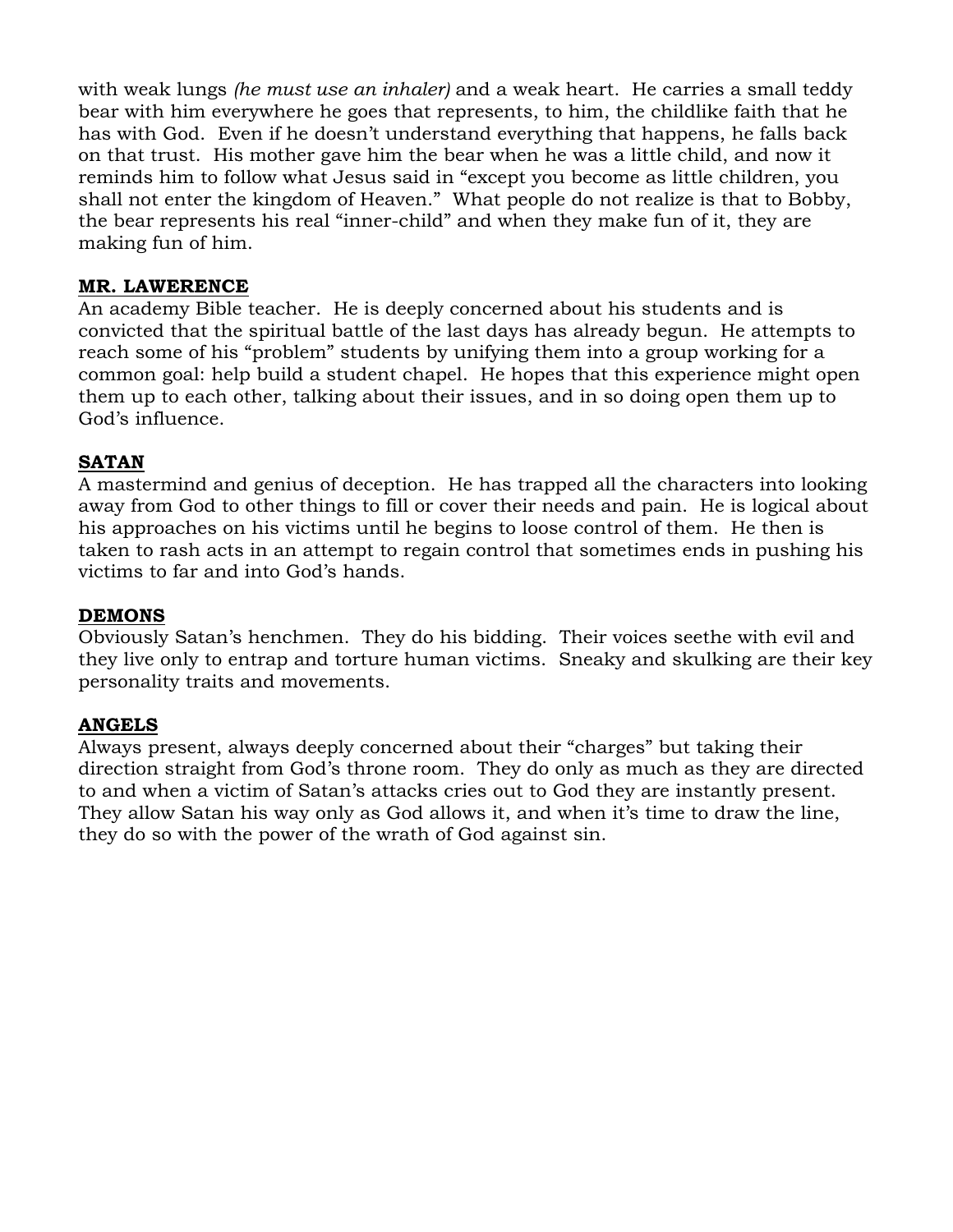with weak lungs *(he must use an inhaler)* and a weak heart. He carries a small teddy bear with him everywhere he goes that represents, to him, the childlike faith that he has with God. Even if he doesn't understand everything that happens, he falls back on that trust. His mother gave him the bear when he was a little child, and now it reminds him to follow what Jesus said in "except you become as little children, you shall not enter the kingdom of Heaven." What people do not realize is that to Bobby, the bear represents his real "inner-child" and when they make fun of it, they are making fun of him.

**MR. LAWERENCE**

An academy Bible teacher. He is deeply concerned about his students and is convicted that the spiritual battle of the last days has already begun. He attempts to reach some of his "problem" students by unifying them into a group working for a common goal: help build a student chapel. He hopes that this experience might open them up to each other, talking about their issues, and in so doing open them up to God's influence.

**SATAN**

A mastermind and genius of deception. He has trapped all the characters into looking away from God to other things to fill or cover their needs and pain. He is logical about his approaches on his victims until he begins to loose control of them. He then is taken to rash acts in an attempt to regain control that sometimes ends in pushing his victims to far and into God's hands.

**DEMONS**

Obviously Satan's henchmen. They do his bidding. Their voices seethe with evil and they live only to entrap and torture human victims. Sneaky and skulking are their key personality traits and movements.

**ANGELS**

Always present, always deeply concerned about their "charges" but taking their direction straight from God's throne room. They do only as much as they are directed to and when a victim of Satan's attacks cries out to God they are instantly present. They allow Satan his way only as God allows it, and when it's time to draw the line, they do so with the power of the wrath of God against sin.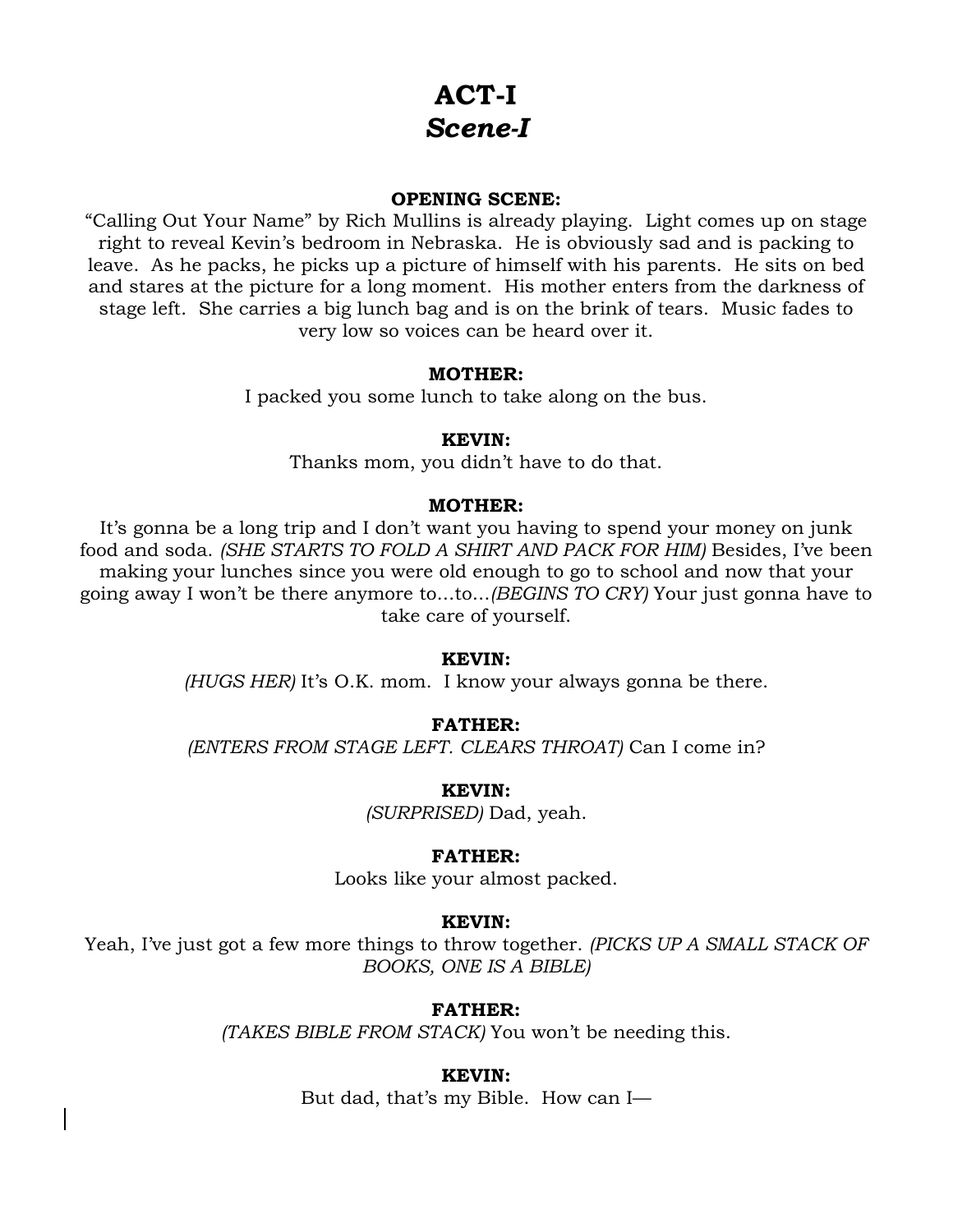# ACT-I
## *Scene-I*

**OPENING SCENE:**

"Calling Out Your Name" by Rich Mullins is already playing. Light comes up on stage right to reveal Kevin's bedroom in Nebraska. He is obviously sad and is packing to leave. As he packs, he picks up a picture of himself with his parents. He sits on bed and stares at the picture for a long moment. His mother enters from the darkness of stage left. She carries a big lunch bag and is on the brink of tears. Music fades to very low so voices can be heard over it.

**MOTHER:**

I packed you some lunch to take along on the bus.

**KEVIN:**

Thanks mom, you didn't have to do that.

**MOTHER:**

It's gonna be a long trip and I don't want you having to spend your money on junk food and soda. *(SHE STARTS TO FOLD A SHIRT AND PACK FOR HIM)* Besides, I've been making your lunches since you were old enough to go to school and now that your going away I won't be there anymore to…to…*(BEGINS TO CRY)* Your just gonna have to take care of yourself.

**KEVIN:**

*(HUGS HER)* It's O.K. mom. I know your always gonna be there.

**FATHER:**

*(ENTERS FROM STAGE LEFT. CLEARS THROAT)* Can I come in?

**KEVIN:**

*(SURPRISED)* Dad, yeah.

**FATHER:**

Looks like your almost packed.

**KEVIN:**

Yeah, I've just got a few more things to throw together. *(PICKS UP A SMALL STACK OF BOOKS, ONE IS A BIBLE)*

**FATHER:**

*(TAKES BIBLE FROM STACK)* You won't be needing this.

**KEVIN:**

But dad, that's my Bible. How can I—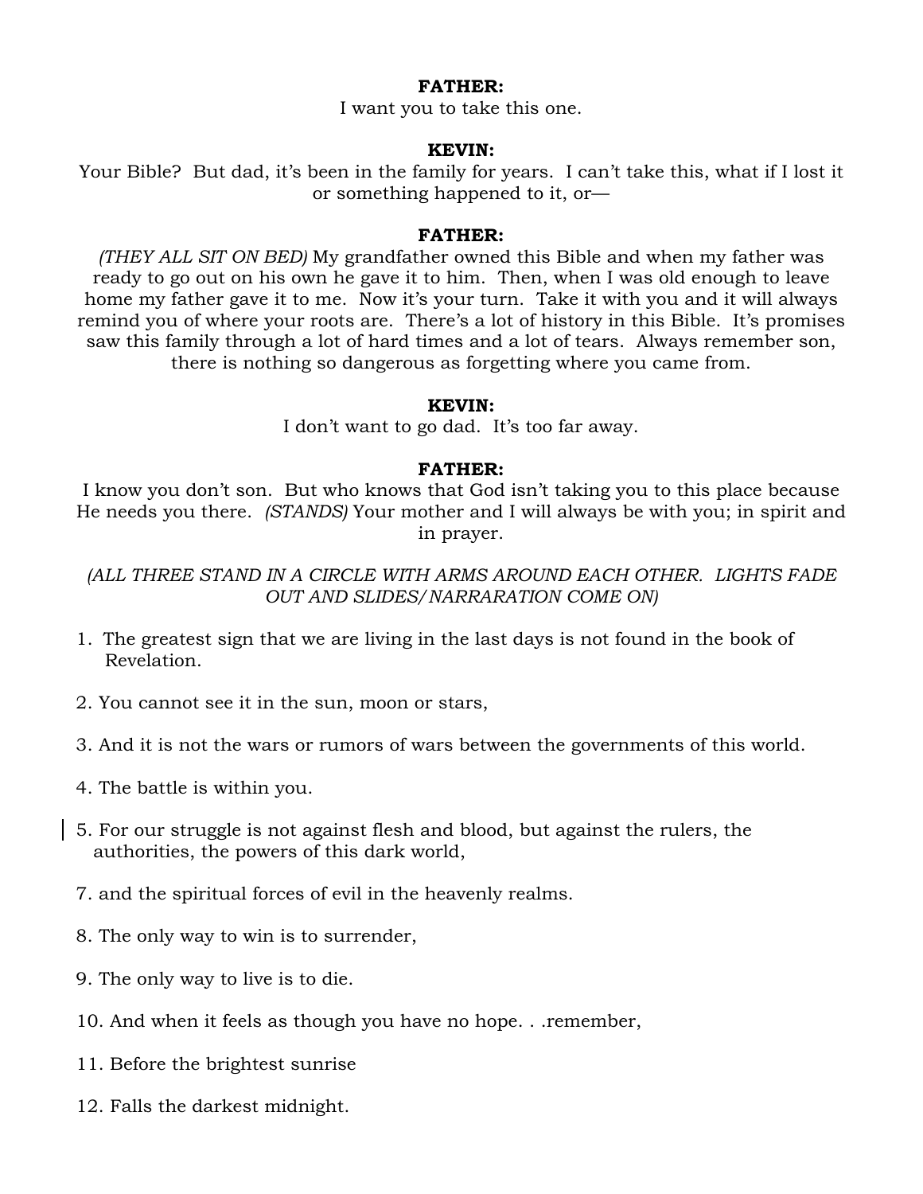**FATHER:**
I want you to take this one.

**KEVIN:**
Your Bible? But dad, it's been in the family for years. I can't take this, what if I lost it or something happened to it, or—

**FATHER:**
*(THEY ALL SIT ON BED)* My grandfather owned this Bible and when my father was ready to go out on his own he gave it to him. Then, when I was old enough to leave home my father gave it to me. Now it's your turn. Take it with you and it will always remind you of where your roots are. There's a lot of history in this Bible. It's promises saw this family through a lot of hard times and a lot of tears. Always remember son, there is nothing so dangerous as forgetting where you came from.

**KEVIN:**
I don't want to go dad. It's too far away.

**FATHER:**
I know you don't son. But who knows that God isn't taking you to this place because He needs you there. *(STANDS)* Your mother and I will always be with you; in spirit and in prayer.

*(ALL THREE STAND IN A CIRCLE WITH ARMS AROUND EACH OTHER. LIGHTS FADE OUT AND SLIDES/NARRARATION COME ON)*

1. The greatest sign that we are living in the last days is not found in the book of Revelation.

2. You cannot see it in the sun, moon or stars,

3. And it is not the wars or rumors of wars between the governments of this world.

4. The battle is within you.

5. For our struggle is not against flesh and blood, but against the rulers, the authorities, the powers of this dark world,

7. and the spiritual forces of evil in the heavenly realms.

8. The only way to win is to surrender,

9. The only way to live is to die.

10. And when it feels as though you have no hope. . .remember,

11. Before the brightest sunrise

12. Falls the darkest midnight.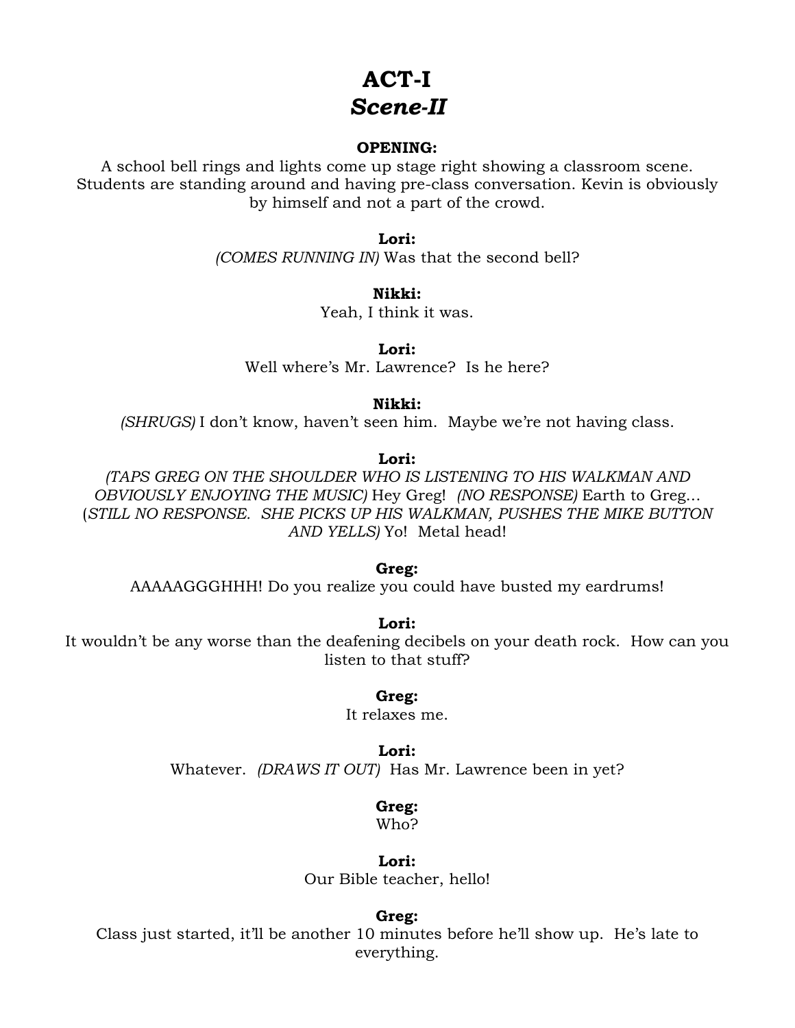# ACT-I

## *Scene-II*

**OPENING:**

A school bell rings and lights come up stage right showing a classroom scene. Students are standing around and having pre-class conversation. Kevin is obviously by himself and not a part of the crowd.

**Lori:**
*(COMES RUNNING IN)* Was that the second bell?

**Nikki:**
Yeah, I think it was.

**Lori:**
Well where's Mr. Lawrence? Is he here?

**Nikki:**
*(SHRUGS)* I don't know, haven't seen him. Maybe we're not having class.

**Lori:**
*(TAPS GREG ON THE SHOULDER WHO IS LISTENING TO HIS WALKMAN AND OBVIOUSLY ENJOYING THE MUSIC)* Hey Greg! *(NO RESPONSE)* Earth to Greg… (*STILL NO RESPONSE. SHE PICKS UP HIS WALKMAN, PUSHES THE MIKE BUTTON AND YELLS)* Yo! Metal head!

**Greg:**
AAAAAGGGHHH! Do you realize you could have busted my eardrums!

**Lori:**
It wouldn't be any worse than the deafening decibels on your death rock. How can you listen to that stuff?

**Greg:**
It relaxes me.

**Lori:**
Whatever. *(DRAWS IT OUT)* Has Mr. Lawrence been in yet?

**Greg:**
Who?

**Lori:**
Our Bible teacher, hello!

**Greg:**
Class just started, it'll be another 10 minutes before he'll show up. He's late to everything.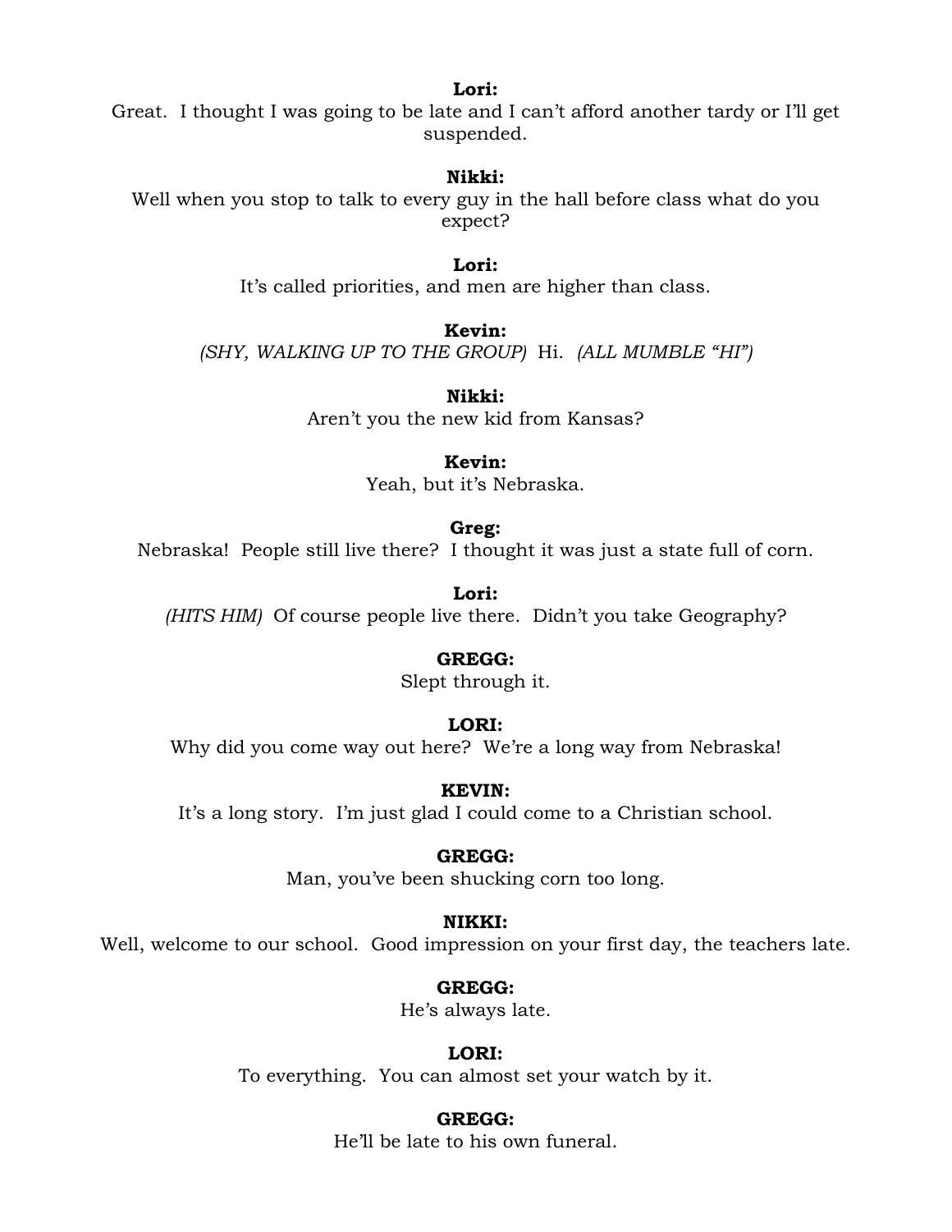**Lori:**
Great. I thought I was going to be late and I can't afford another tardy or I'll get suspended.

**Nikki:**
Well when you stop to talk to every guy in the hall before class what do you expect?

**Lori:**
It's called priorities, and men are higher than class.

**Kevin:**
*(SHY, WALKING UP TO THE GROUP)* Hi. *(ALL MUMBLE "HI")*

**Nikki:**
Aren't you the new kid from Kansas?

**Kevin:**
Yeah, but it's Nebraska.

**Greg:**
Nebraska! People still live there? I thought it was just a state full of corn.

**Lori:**
*(HITS HIM)* Of course people live there. Didn't you take Geography?

**GREGG:**
Slept through it.

**LORI:**
Why did you come way out here? We're a long way from Nebraska!

**KEVIN:**
It's a long story. I'm just glad I could come to a Christian school.

**GREGG:**
Man, you've been shucking corn too long.

**NIKKI:**
Well, welcome to our school. Good impression on your first day, the teachers late.

**GREGG:**
He's always late.

**LORI:**
To everything. You can almost set your watch by it.

**GREGG:**
He'll be late to his own funeral.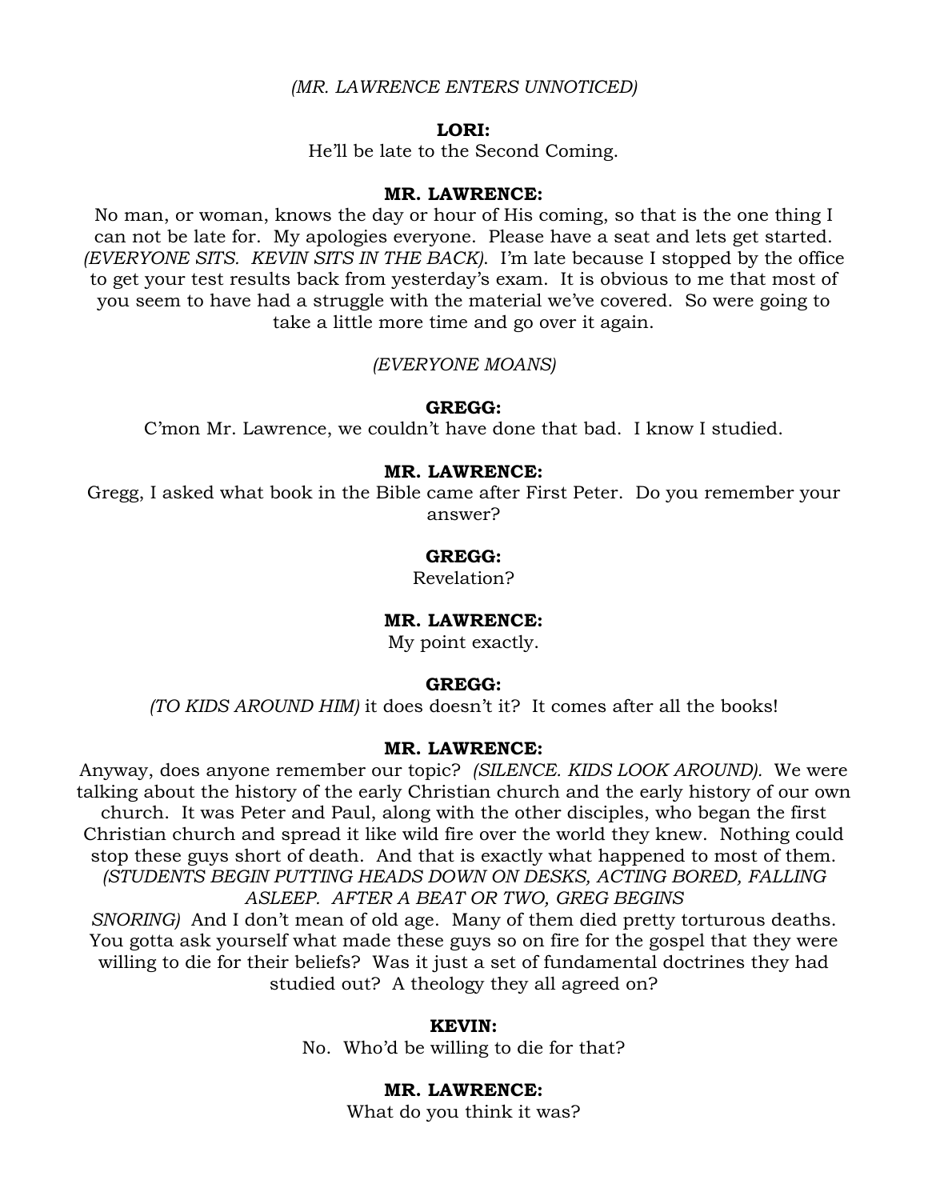*(MR. LAWRENCE ENTERS UNNOTICED)*

**LORI:**
He'll be late to the Second Coming.

**MR. LAWRENCE:**
No man, or woman, knows the day or hour of His coming, so that is the one thing I can not be late for. My apologies everyone. Please have a seat and lets get started. *(EVERYONE SITS. KEVIN SITS IN THE BACK).* I'm late because I stopped by the office to get your test results back from yesterday's exam. It is obvious to me that most of you seem to have had a struggle with the material we've covered. So were going to take a little more time and go over it again.

*(EVERYONE MOANS)*

**GREGG:**
C'mon Mr. Lawrence, we couldn't have done that bad. I know I studied.

**MR. LAWRENCE:**
Gregg, I asked what book in the Bible came after First Peter. Do you remember your answer?

**GREGG:**
Revelation?

**MR. LAWRENCE:**
My point exactly.

**GREGG:**
*(TO KIDS AROUND HIM)* it does doesn't it? It comes after all the books!

**MR. LAWRENCE:**
Anyway, does anyone remember our topic? *(SILENCE. KIDS LOOK AROUND).* We were talking about the history of the early Christian church and the early history of our own church. It was Peter and Paul, along with the other disciples, who began the first Christian church and spread it like wild fire over the world they knew. Nothing could stop these guys short of death. And that is exactly what happened to most of them. *(STUDENTS BEGIN PUTTING HEADS DOWN ON DESKS, ACTING BORED, FALLING ASLEEP. AFTER A BEAT OR TWO, GREG BEGINS SNORING)* And I don't mean of old age. Many of them died pretty torturous deaths. You gotta ask yourself what made these guys so on fire for the gospel that they were willing to die for their beliefs? Was it just a set of fundamental doctrines they had studied out? A theology they all agreed on?

**KEVIN:**
No. Who'd be willing to die for that?

**MR. LAWRENCE:**
What do you think it was?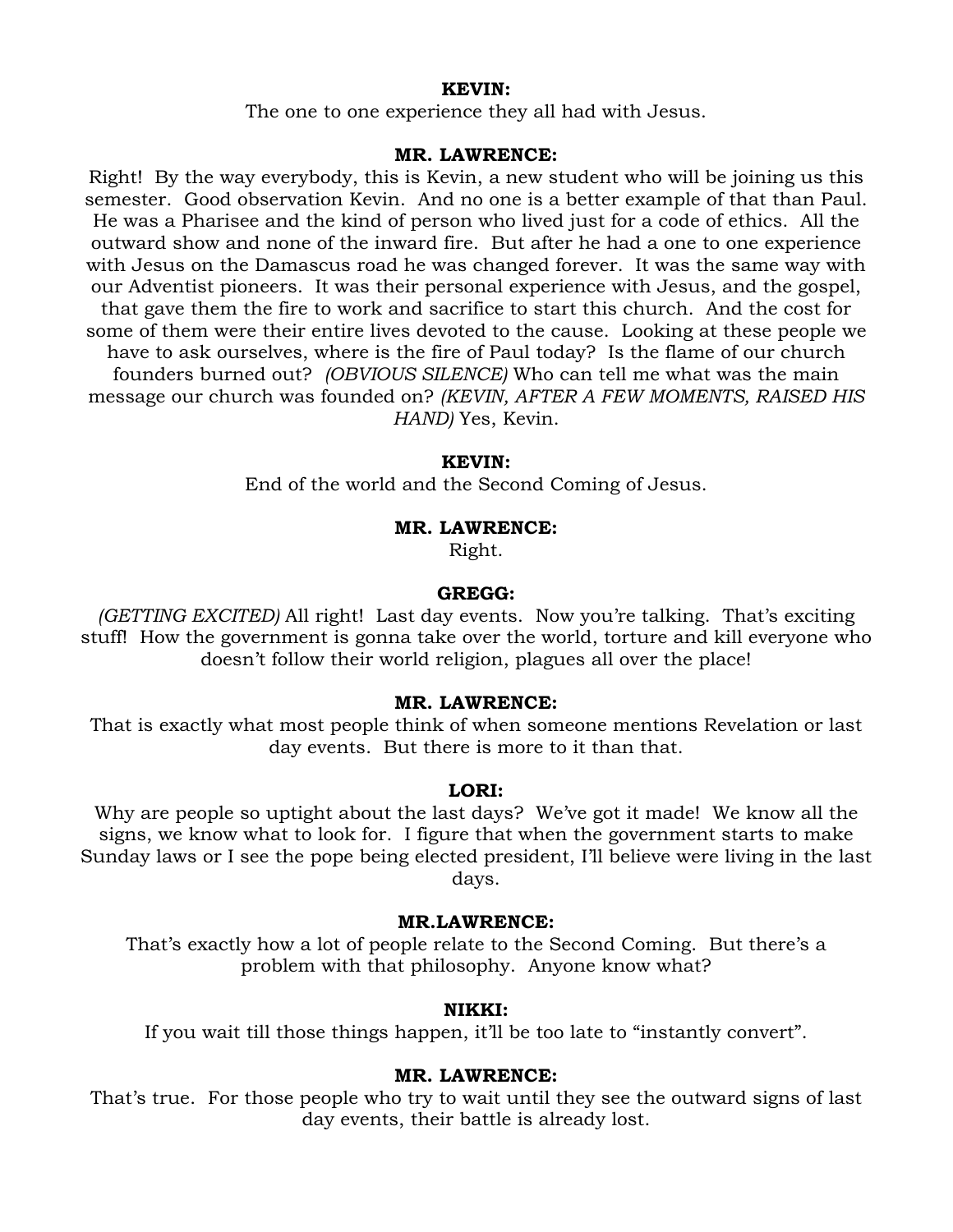**KEVIN:**

The one to one experience they all had with Jesus.

**MR. LAWRENCE:**

Right! By the way everybody, this is Kevin, a new student who will be joining us this semester. Good observation Kevin. And no one is a better example of that than Paul. He was a Pharisee and the kind of person who lived just for a code of ethics. All the outward show and none of the inward fire. But after he had a one to one experience with Jesus on the Damascus road he was changed forever. It was the same way with our Adventist pioneers. It was their personal experience with Jesus, and the gospel, that gave them the fire to work and sacrifice to start this church. And the cost for some of them were their entire lives devoted to the cause. Looking at these people we have to ask ourselves, where is the fire of Paul today? Is the flame of our church founders burned out? *(OBVIOUS SILENCE)* Who can tell me what was the main message our church was founded on? *(KEVIN, AFTER A FEW MOMENTS, RAISED HIS HAND)* Yes, Kevin.

**KEVIN:**

End of the world and the Second Coming of Jesus.

**MR. LAWRENCE:**

Right.

**GREGG:**

*(GETTING EXCITED)* All right! Last day events. Now you're talking. That's exciting stuff! How the government is gonna take over the world, torture and kill everyone who doesn't follow their world religion, plagues all over the place!

**MR. LAWRENCE:**

That is exactly what most people think of when someone mentions Revelation or last day events. But there is more to it than that.

**LORI:**

Why are people so uptight about the last days? We've got it made! We know all the signs, we know what to look for. I figure that when the government starts to make Sunday laws or I see the pope being elected president, I'll believe were living in the last days.

**MR.LAWRENCE:**

That's exactly how a lot of people relate to the Second Coming. But there's a problem with that philosophy. Anyone know what?

**NIKKI:**

If you wait till those things happen, it'll be too late to "instantly convert".

**MR. LAWRENCE:**

That's true. For those people who try to wait until they see the outward signs of last day events, their battle is already lost.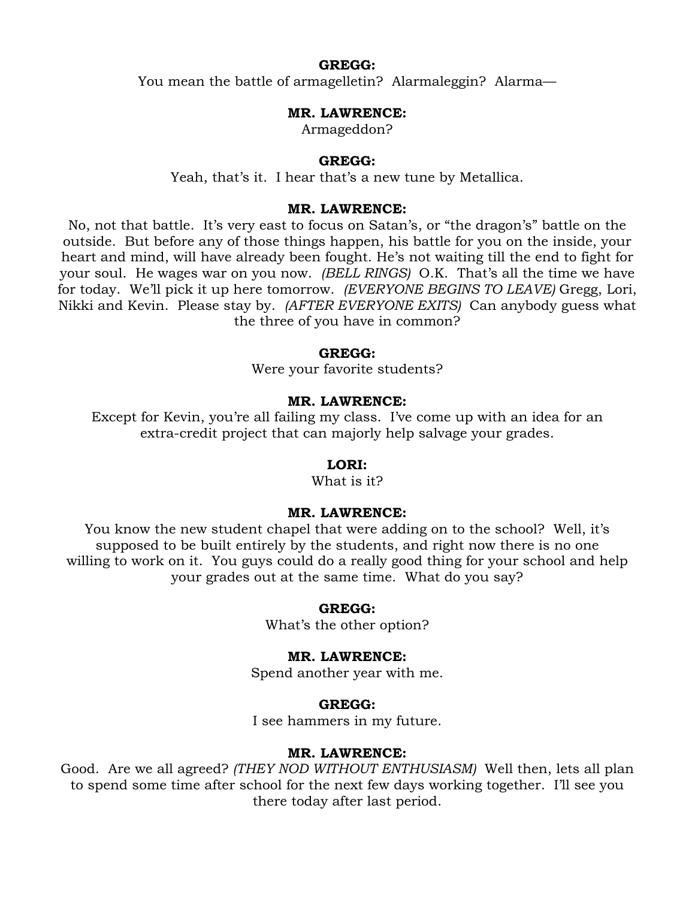**GREGG:**

You mean the battle of armagelletin? Alarmaleggin? Alarma—

**MR. LAWRENCE:**

Armageddon?

**GREGG:**

Yeah, that's it. I hear that's a new tune by Metallica.

**MR. LAWRENCE:**

No, not that battle. It's very east to focus on Satan's, or "the dragon's" battle on the outside. But before any of those things happen, his battle for you on the inside, your heart and mind, will have already been fought. He's not waiting till the end to fight for your soul. He wages war on you now. *(BELL RINGS)* O.K. That's all the time we have for today. We'll pick it up here tomorrow. *(EVERYONE BEGINS TO LEAVE)* Gregg, Lori, Nikki and Kevin. Please stay by. *(AFTER EVERYONE EXITS)* Can anybody guess what the three of you have in common?

**GREGG:**

Were your favorite students?

**MR. LAWRENCE:**

Except for Kevin, you're all failing my class. I've come up with an idea for an extra-credit project that can majorly help salvage your grades.

**LORI:**

What is it?

**MR. LAWRENCE:**

You know the new student chapel that were adding on to the school? Well, it's supposed to be built entirely by the students, and right now there is no one willing to work on it. You guys could do a really good thing for your school and help your grades out at the same time. What do you say?

**GREGG:**

What's the other option?

**MR. LAWRENCE:**

Spend another year with me.

**GREGG:**

I see hammers in my future.

**MR. LAWRENCE:**

Good. Are we all agreed? *(THEY NOD WITHOUT ENTHUSIASM)* Well then, lets all plan to spend some time after school for the next few days working together. I'll see you there today after last period.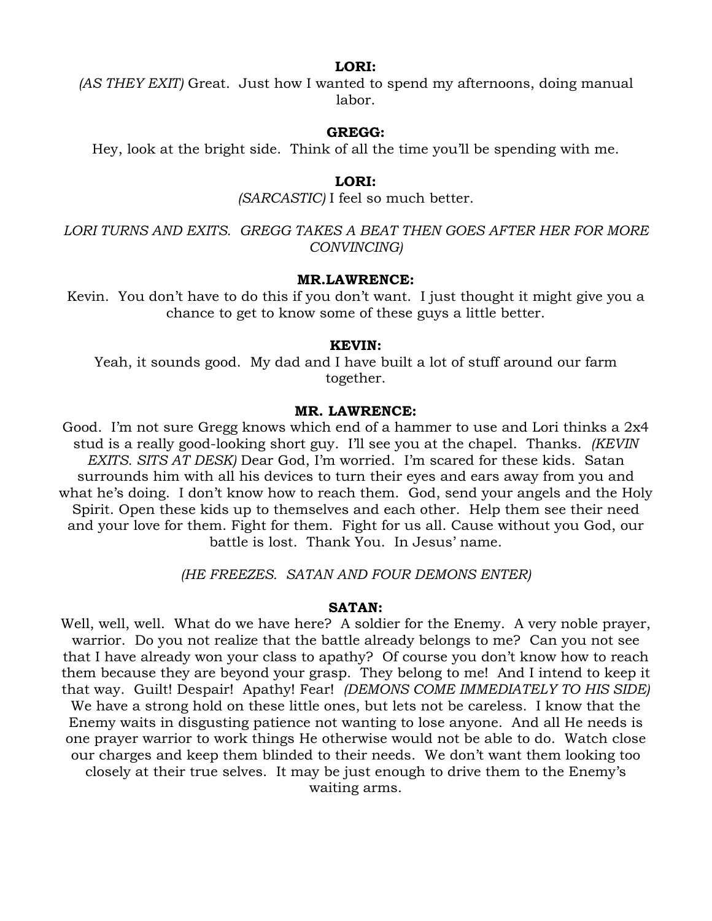**LORI:**

*(AS THEY EXIT)* Great. Just how I wanted to spend my afternoons, doing manual labor.

**GREGG:**

Hey, look at the bright side. Think of all the time you'll be spending with me.

**LORI:**

*(SARCASTIC)* I feel so much better.

*LORI TURNS AND EXITS. GREGG TAKES A BEAT THEN GOES AFTER HER FOR MORE CONVINCING)*

**MR.LAWRENCE:**

Kevin. You don't have to do this if you don't want. I just thought it might give you a chance to get to know some of these guys a little better.

**KEVIN:**

Yeah, it sounds good. My dad and I have built a lot of stuff around our farm together.

**MR. LAWRENCE:**

Good. I'm not sure Gregg knows which end of a hammer to use and Lori thinks a 2x4 stud is a really good-looking short guy. I'll see you at the chapel. Thanks. *(KEVIN EXITS. SITS AT DESK)* Dear God, I'm worried. I'm scared for these kids. Satan surrounds him with all his devices to turn their eyes and ears away from you and what he's doing. I don't know how to reach them. God, send your angels and the Holy Spirit. Open these kids up to themselves and each other. Help them see their need and your love for them. Fight for them. Fight for us all. Cause without you God, our battle is lost. Thank You. In Jesus' name.

*(HE FREEZES. SATAN AND FOUR DEMONS ENTER)*

**SATAN:**

Well, well, well. What do we have here? A soldier for the Enemy. A very noble prayer, warrior. Do you not realize that the battle already belongs to me? Can you not see that I have already won your class to apathy? Of course you don't know how to reach them because they are beyond your grasp. They belong to me! And I intend to keep it that way. Guilt! Despair! Apathy! Fear! *(DEMONS COME IMMEDIATELY TO HIS SIDE)* We have a strong hold on these little ones, but lets not be careless. I know that the Enemy waits in disgusting patience not wanting to lose anyone. And all He needs is one prayer warrior to work things He otherwise would not be able to do. Watch close our charges and keep them blinded to their needs. We don't want them looking too closely at their true selves. It may be just enough to drive them to the Enemy's waiting arms.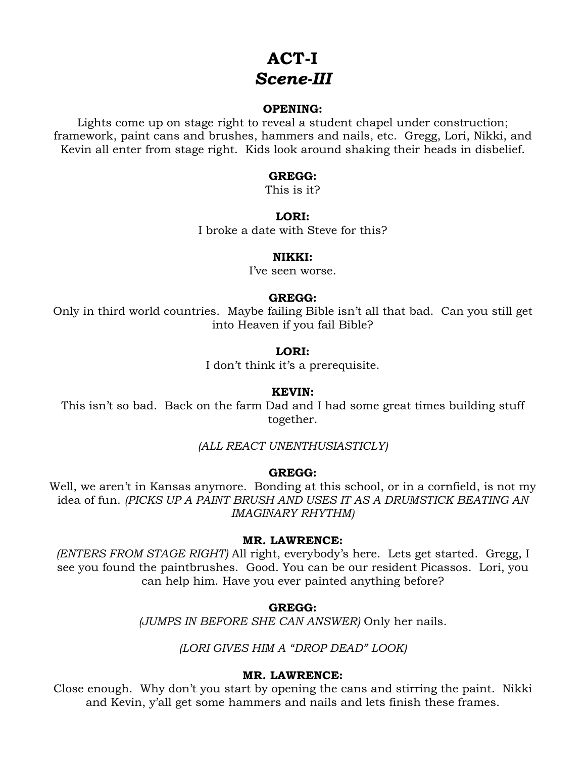# ACT-I
## *Scene-III*

**OPENING:**

Lights come up on stage right to reveal a student chapel under construction; framework, paint cans and brushes, hammers and nails, etc. Gregg, Lori, Nikki, and Kevin all enter from stage right. Kids look around shaking their heads in disbelief.

**GREGG:**

This is it?

**LORI:**

I broke a date with Steve for this?

**NIKKI:**

I've seen worse.

**GREGG:**

Only in third world countries. Maybe failing Bible isn't all that bad. Can you still get into Heaven if you fail Bible?

**LORI:**

I don't think it's a prerequisite.

**KEVIN:**

This isn't so bad. Back on the farm Dad and I had some great times building stuff together.

*(ALL REACT UNENTHUSIASTICLY)*

**GREGG:**

Well, we aren't in Kansas anymore. Bonding at this school, or in a cornfield, is not my idea of fun. *(PICKS UP A PAINT BRUSH AND USES IT AS A DRUMSTICK BEATING AN IMAGINARY RHYTHM)*

**MR. LAWRENCE:**

*(ENTERS FROM STAGE RIGHT)* All right, everybody's here. Lets get started. Gregg, I see you found the paintbrushes. Good. You can be our resident Picassos. Lori, you can help him. Have you ever painted anything before?

**GREGG:**

*(JUMPS IN BEFORE SHE CAN ANSWER)* Only her nails.

*(LORI GIVES HIM A "DROP DEAD" LOOK)*

**MR. LAWRENCE:**

Close enough. Why don't you start by opening the cans and stirring the paint. Nikki and Kevin, y'all get some hammers and nails and lets finish these frames.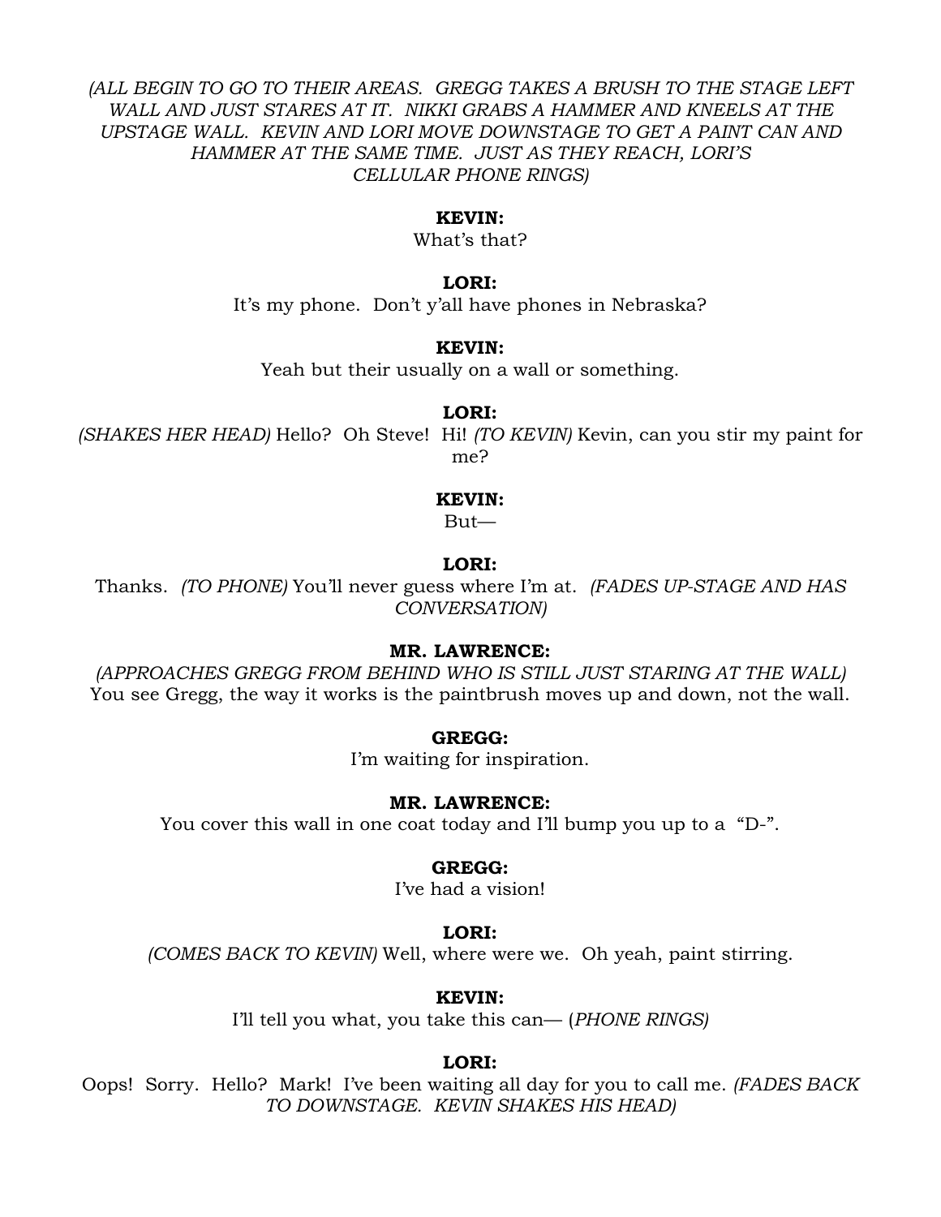*(ALL BEGIN TO GO TO THEIR AREAS. GREGG TAKES A BRUSH TO THE STAGE LEFT WALL AND JUST STARES AT IT. NIKKI GRABS A HAMMER AND KNEELS AT THE UPSTAGE WALL. KEVIN AND LORI MOVE DOWNSTAGE TO GET A PAINT CAN AND HAMMER AT THE SAME TIME. JUST AS THEY REACH, LORI'S CELLULAR PHONE RINGS)*

**KEVIN:**

What's that?

**LORI:**

It's my phone. Don't y'all have phones in Nebraska?

**KEVIN:**

Yeah but their usually on a wall or something.

**LORI:**

*(SHAKES HER HEAD)* Hello? Oh Steve! Hi! *(TO KEVIN)* Kevin, can you stir my paint for me?

**KEVIN:**

But—

**LORI:**

Thanks. *(TO PHONE)* You'll never guess where I'm at. *(FADES UP-STAGE AND HAS CONVERSATION)*

**MR. LAWRENCE:**

*(APPROACHES GREGG FROM BEHIND WHO IS STILL JUST STARING AT THE WALL)* You see Gregg, the way it works is the paintbrush moves up and down, not the wall.

**GREGG:**

I'm waiting for inspiration.

**MR. LAWRENCE:**

You cover this wall in one coat today and I'll bump you up to a "D-".

**GREGG:**

I've had a vision!

**LORI:**

*(COMES BACK TO KEVIN)* Well, where were we. Oh yeah, paint stirring.

**KEVIN:**

I'll tell you what, you take this can— (*PHONE RINGS)*

**LORI:**

Oops! Sorry. Hello? Mark! I've been waiting all day for you to call me. *(FADES BACK TO DOWNSTAGE. KEVIN SHAKES HIS HEAD)*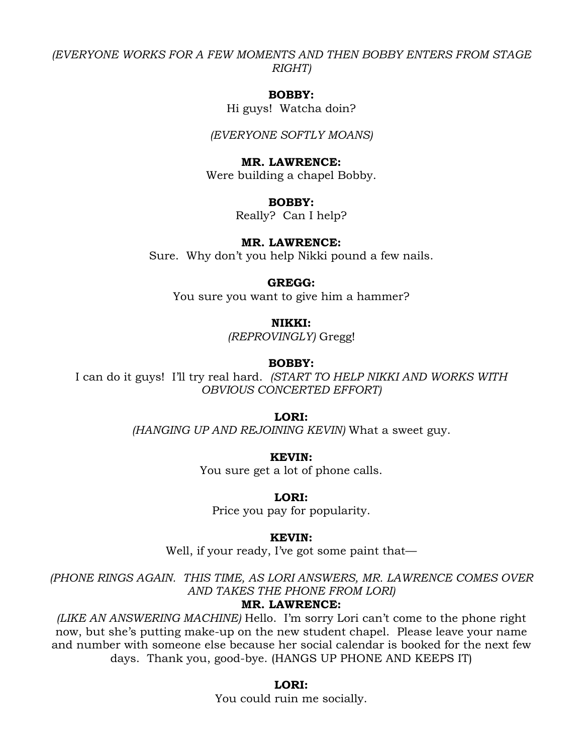*(EVERYONE WORKS FOR A FEW MOMENTS AND THEN BOBBY ENTERS FROM STAGE RIGHT)*

**BOBBY:**
Hi guys! Watcha doin?

*(EVERYONE SOFTLY MOANS)*

**MR. LAWRENCE:**
Were building a chapel Bobby.

**BOBBY:**
Really? Can I help?

**MR. LAWRENCE:**
Sure. Why don't you help Nikki pound a few nails.

**GREGG:**
You sure you want to give him a hammer?

**NIKKI:**
*(REPROVINGLY)* Gregg!

**BOBBY:**
I can do it guys! I'll try real hard. *(START TO HELP NIKKI AND WORKS WITH OBVIOUS CONCERTED EFFORT)*

**LORI:**
*(HANGING UP AND REJOINING KEVIN)* What a sweet guy.

**KEVIN:**
You sure get a lot of phone calls.

**LORI:**
Price you pay for popularity.

**KEVIN:**
Well, if your ready, I've got some paint that—

*(PHONE RINGS AGAIN. THIS TIME, AS LORI ANSWERS, MR. LAWRENCE COMES OVER AND TAKES THE PHONE FROM LORI)*

**MR. LAWRENCE:**
*(LIKE AN ANSWERING MACHINE)* Hello. I'm sorry Lori can't come to the phone right now, but she's putting make-up on the new student chapel. Please leave your name and number with someone else because her social calendar is booked for the next few days. Thank you, good-bye. (HANGS UP PHONE AND KEEPS IT)

**LORI:**
You could ruin me socially.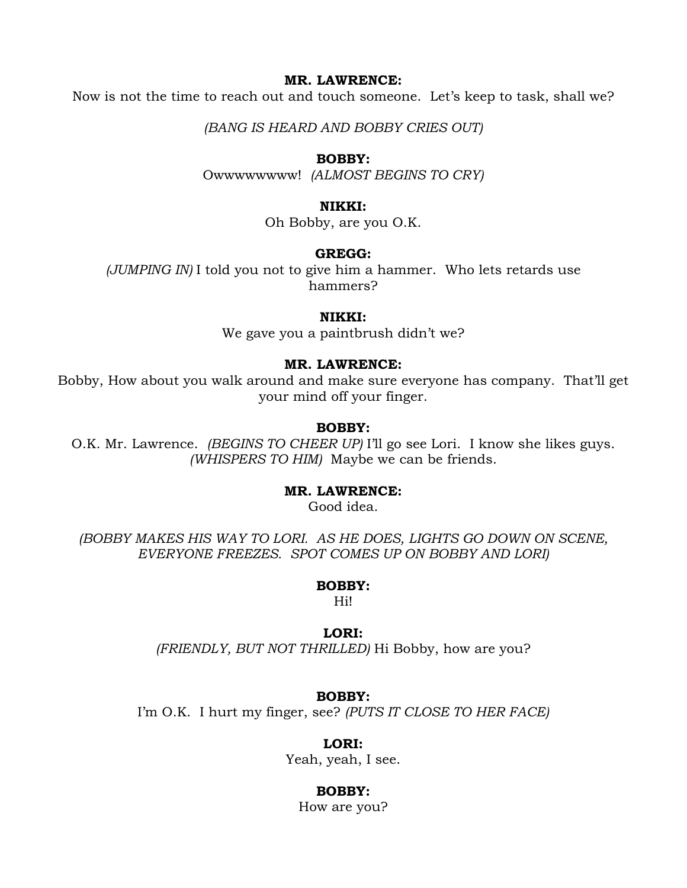**MR. LAWRENCE:**
Now is not the time to reach out and touch someone. Let's keep to task, shall we?

*(BANG IS HEARD AND BOBBY CRIES OUT)*

**BOBBY:**
Owwwwwwww! *(ALMOST BEGINS TO CRY)*

**NIKKI:**
Oh Bobby, are you O.K.

**GREGG:**
*(JUMPING IN)* I told you not to give him a hammer. Who lets retards use hammers?

**NIKKI:**
We gave you a paintbrush didn't we?

**MR. LAWRENCE:**
Bobby, How about you walk around and make sure everyone has company. That'll get your mind off your finger.

**BOBBY:**
O.K. Mr. Lawrence. *(BEGINS TO CHEER UP)* I'll go see Lori. I know she likes guys. *(WHISPERS TO HIM)* Maybe we can be friends.

**MR. LAWRENCE:**
Good idea.

*(BOBBY MAKES HIS WAY TO LORI. AS HE DOES, LIGHTS GO DOWN ON SCENE, EVERYONE FREEZES. SPOT COMES UP ON BOBBY AND LORI)*

**BOBBY:**
Hi!

**LORI:**
*(FRIENDLY, BUT NOT THRILLED)* Hi Bobby, how are you?

**BOBBY:**
I'm O.K. I hurt my finger, see? *(PUTS IT CLOSE TO HER FACE)*

**LORI:**
Yeah, yeah, I see.

**BOBBY:**
How are you?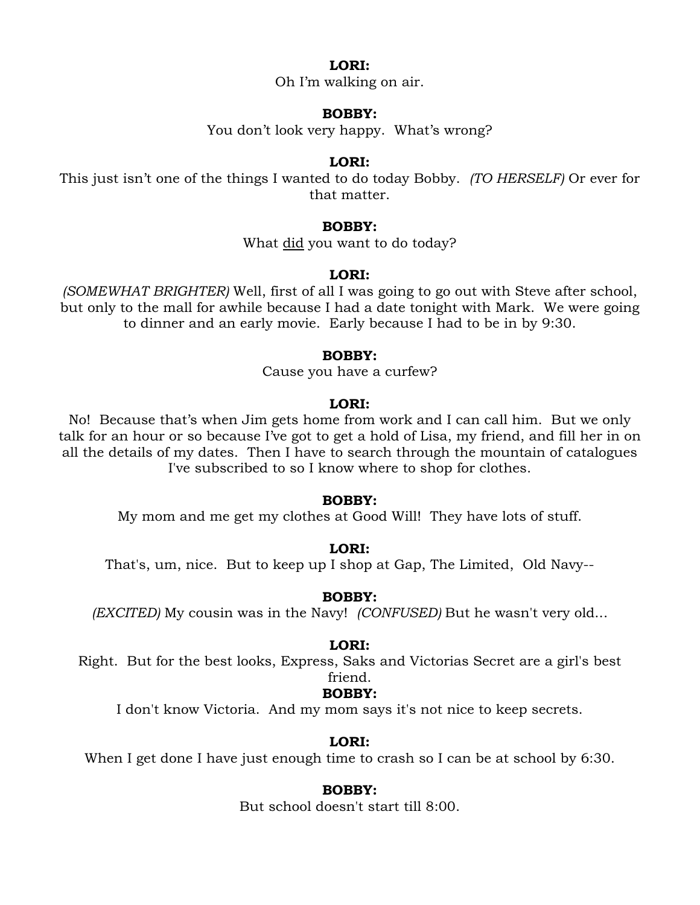**LORI:**

Oh I'm walking on air.

**BOBBY:**

You don't look very happy. What's wrong?

**LORI:**

This just isn't one of the things I wanted to do today Bobby. *(TO HERSELF)* Or ever for that matter.

**BOBBY:**

What <u>did</u> you want to do today?

**LORI:**

*(SOMEWHAT BRIGHTER)* Well, first of all I was going to go out with Steve after school, but only to the mall for awhile because I had a date tonight with Mark. We were going to dinner and an early movie. Early because I had to be in by 9:30.

**BOBBY:**

Cause you have a curfew?

**LORI:**

No! Because that's when Jim gets home from work and I can call him. But we only talk for an hour or so because I've got to get a hold of Lisa, my friend, and fill her in on all the details of my dates. Then I have to search through the mountain of catalogues I've subscribed to so I know where to shop for clothes.

**BOBBY:**

My mom and me get my clothes at Good Will! They have lots of stuff.

**LORI:**

That's, um, nice. But to keep up I shop at Gap, The Limited, Old Navy--

**BOBBY:**

*(EXCITED)* My cousin was in the Navy! *(CONFUSED)* But he wasn't very old...

**LORI:**

Right. But for the best looks, Express, Saks and Victorias Secret are a girl's best friend.

**BOBBY:**

I don't know Victoria. And my mom says it's not nice to keep secrets.

**LORI:**

When I get done I have just enough time to crash so I can be at school by 6:30.

**BOBBY:**

But school doesn't start till 8:00.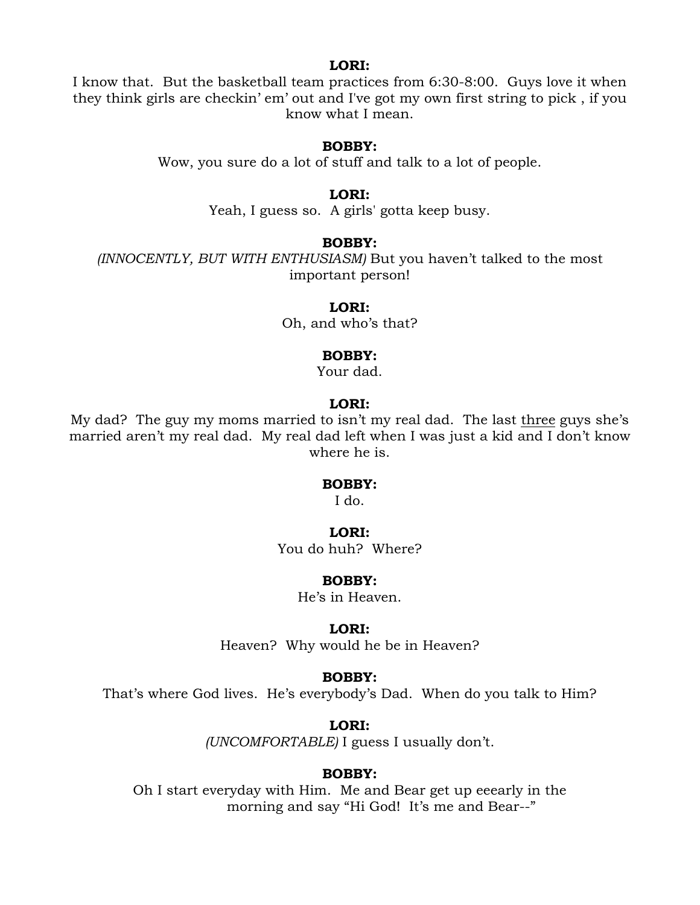**LORI:**

I know that. But the basketball team practices from 6:30-8:00. Guys love it when they think girls are checkin' em' out and I've got my own first string to pick , if you know what I mean.

**BOBBY:**

Wow, you sure do a lot of stuff and talk to a lot of people.

**LORI:**

Yeah, I guess so. A girls' gotta keep busy.

**BOBBY:**

*(INNOCENTLY, BUT WITH ENTHUSIASM)* But you haven't talked to the most important person!

**LORI:**

Oh, and who's that?

**BOBBY:**

Your dad.

**LORI:**

My dad? The guy my moms married to isn't my real dad. The last <u>three</u> guys she's married aren't my real dad. My real dad left when I was just a kid and I don't know where he is.

**BOBBY:**

I do.

**LORI:**

You do huh? Where?

**BOBBY:**

He's in Heaven.

**LORI:**

Heaven? Why would he be in Heaven?

**BOBBY:**

That's where God lives. He's everybody's Dad. When do you talk to Him?

**LORI:**

*(UNCOMFORTABLE)* I guess I usually don't.

**BOBBY:**

Oh I start everyday with Him. Me and Bear get up eeearly in the morning and say "Hi God! It's me and Bear--"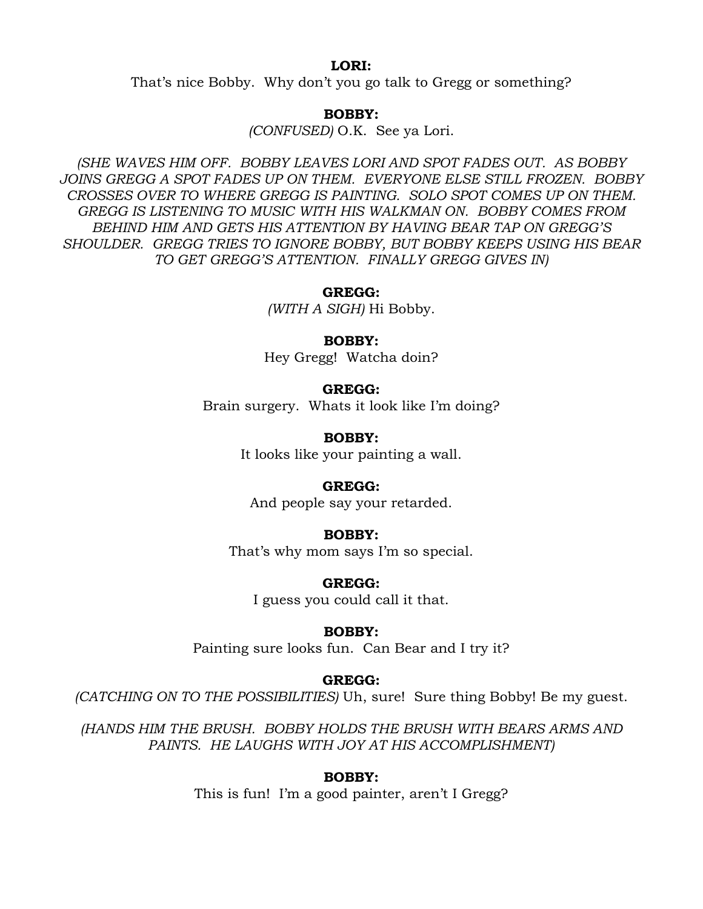**LORI:**

That's nice Bobby. Why don't you go talk to Gregg or something?

**BOBBY:**

*(CONFUSED)* O.K. See ya Lori.

*(SHE WAVES HIM OFF. BOBBY LEAVES LORI AND SPOT FADES OUT. AS BOBBY JOINS GREGG A SPOT FADES UP ON THEM. EVERYONE ELSE STILL FROZEN. BOBBY CROSSES OVER TO WHERE GREGG IS PAINTING. SOLO SPOT COMES UP ON THEM. GREGG IS LISTENING TO MUSIC WITH HIS WALKMAN ON. BOBBY COMES FROM BEHIND HIM AND GETS HIS ATTENTION BY HAVING BEAR TAP ON GREGG'S SHOULDER. GREGG TRIES TO IGNORE BOBBY, BUT BOBBY KEEPS USING HIS BEAR TO GET GREGG'S ATTENTION. FINALLY GREGG GIVES IN)*

**GREGG:**

*(WITH A SIGH)* Hi Bobby.

**BOBBY:**

Hey Gregg! Watcha doin?

**GREGG:**

Brain surgery. Whats it look like I'm doing?

**BOBBY:**

It looks like your painting a wall.

**GREGG:**

And people say your retarded.

**BOBBY:**

That's why mom says I'm so special.

**GREGG:**

I guess you could call it that.

**BOBBY:**

Painting sure looks fun. Can Bear and I try it?

**GREGG:**

*(CATCHING ON TO THE POSSIBILITIES)* Uh, sure! Sure thing Bobby! Be my guest.

*(HANDS HIM THE BRUSH. BOBBY HOLDS THE BRUSH WITH BEARS ARMS AND PAINTS. HE LAUGHS WITH JOY AT HIS ACCOMPLISHMENT)*

**BOBBY:**

This is fun! I'm a good painter, aren't I Gregg?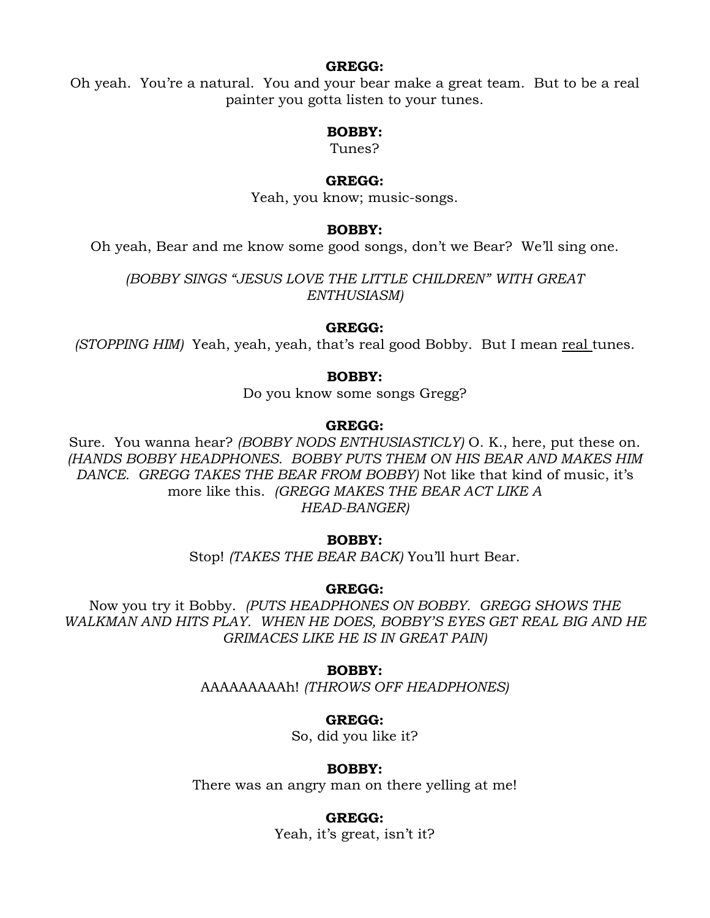**GREGG:**

Oh yeah. You're a natural. You and your bear make a great team. But to be a real painter you gotta listen to your tunes.

**BOBBY:**

Tunes?

**GREGG:**

Yeah, you know; music-songs.

**BOBBY:**

Oh yeah, Bear and me know some good songs, don't we Bear? We'll sing one.

*(BOBBY SINGS "JESUS LOVE THE LITTLE CHILDREN" WITH GREAT ENTHUSIASM)*

**GREGG:**

*(STOPPING HIM)* Yeah, yeah, yeah, that's real good Bobby. But I mean <u>real</u> tunes.

**BOBBY:**

Do you know some songs Gregg?

**GREGG:**

Sure. You wanna hear? *(BOBBY NODS ENTHUSIASTICLY)* O. K., here, put these on. *(HANDS BOBBY HEADPHONES. BOBBY PUTS THEM ON HIS BEAR AND MAKES HIM DANCE. GREGG TAKES THE BEAR FROM BOBBY)* Not like that kind of music, it's more like this. *(GREGG MAKES THE BEAR ACT LIKE A HEAD-BANGER)*

**BOBBY:**

Stop! *(TAKES THE BEAR BACK)* You'll hurt Bear.

**GREGG:**

Now you try it Bobby. *(PUTS HEADPHONES ON BOBBY. GREGG SHOWS THE WALKMAN AND HITS PLAY. WHEN HE DOES, BOBBY'S EYES GET REAL BIG AND HE GRIMACES LIKE HE IS IN GREAT PAIN)*

**BOBBY:**

AAAAAAAAAh! *(THROWS OFF HEADPHONES)*

**GREGG:**

So, did you like it?

**BOBBY:**

There was an angry man on there yelling at me!

**GREGG:**

Yeah, it's great, isn't it?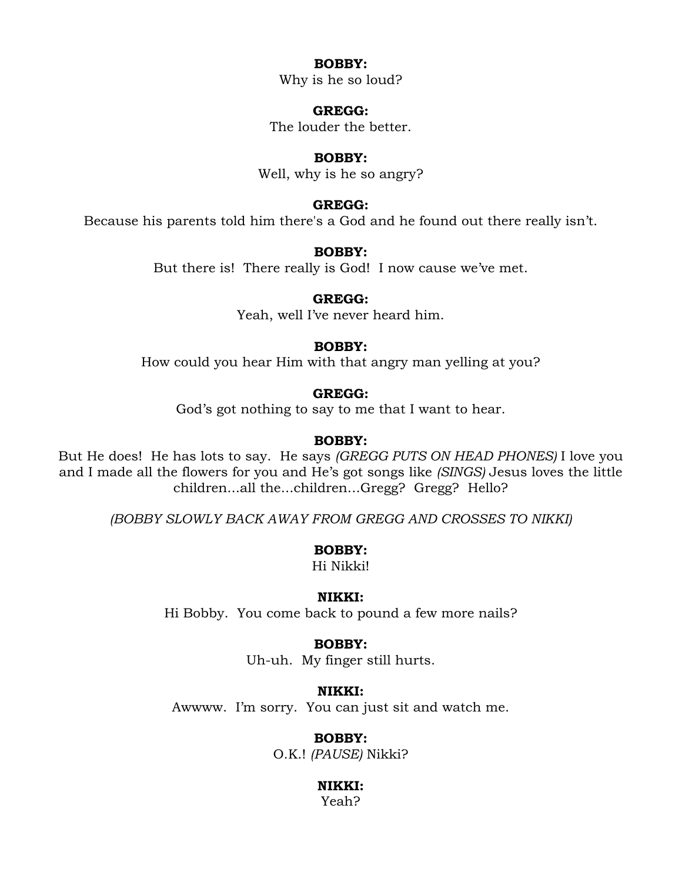**BOBBY:**
Why is he so loud?

**GREGG:**
The louder the better.

**BOBBY:**
Well, why is he so angry?

**GREGG:**
Because his parents told him there's a God and he found out there really isn't.

**BOBBY:**
But there is! There really is God! I now cause we've met.

**GREGG:**
Yeah, well I've never heard him.

**BOBBY:**
How could you hear Him with that angry man yelling at you?

**GREGG:**
God's got nothing to say to me that I want to hear.

**BOBBY:**
But He does! He has lots to say. He says *(GREGG PUTS ON HEAD PHONES)* I love you and I made all the flowers for you and He's got songs like *(SINGS)* Jesus loves the little children…all the…children…Gregg? Gregg? Hello?

*(BOBBY SLOWLY BACK AWAY FROM GREGG AND CROSSES TO NIKKI)*

**BOBBY:**
Hi Nikki!

**NIKKI:**
Hi Bobby. You come back to pound a few more nails?

**BOBBY:**
Uh-uh. My finger still hurts.

**NIKKI:**
Awwww. I'm sorry. You can just sit and watch me.

**BOBBY:**
O.K.! *(PAUSE)* Nikki?

**NIKKI:**
Yeah?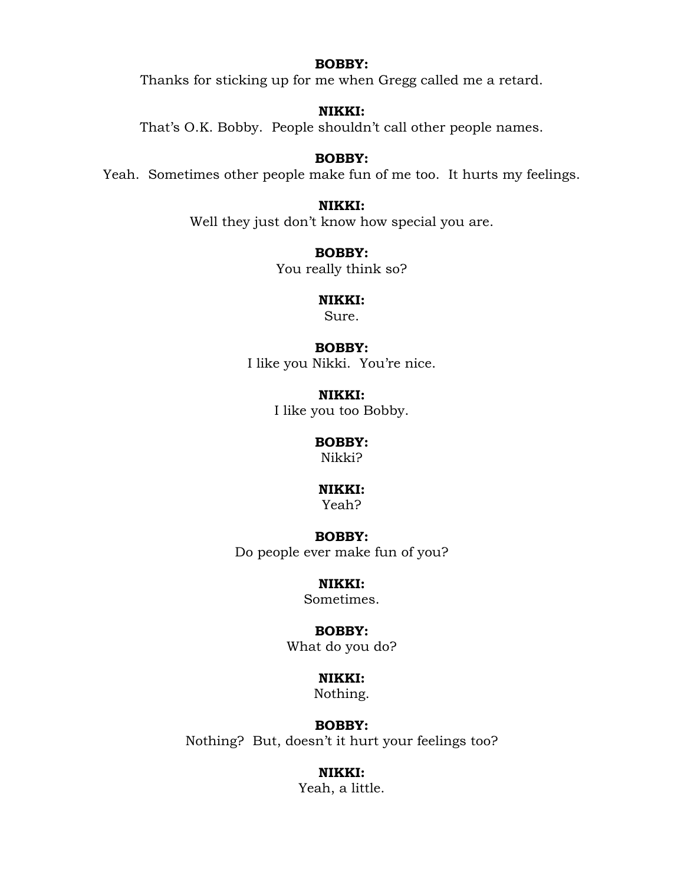**BOBBY:**
Thanks for sticking up for me when Gregg called me a retard.

**NIKKI:**
That's O.K. Bobby.  People shouldn't call other people names.

**BOBBY:**
Yeah.  Sometimes other people make fun of me too.  It hurts my feelings.

**NIKKI:**
Well they just don't know how special you are.

**BOBBY:**
You really think so?

**NIKKI:**
Sure.

**BOBBY:**
I like you Nikki.  You're nice.

**NIKKI:**
I like you too Bobby.

**BOBBY:**
Nikki?

**NIKKI:**
Yeah?

**BOBBY:**
Do people ever make fun of you?

**NIKKI:**
Sometimes.

**BOBBY:**
What do you do?

**NIKKI:**
Nothing.

**BOBBY:**
Nothing?  But, doesn't it hurt your feelings too?

**NIKKI:**
Yeah, a little.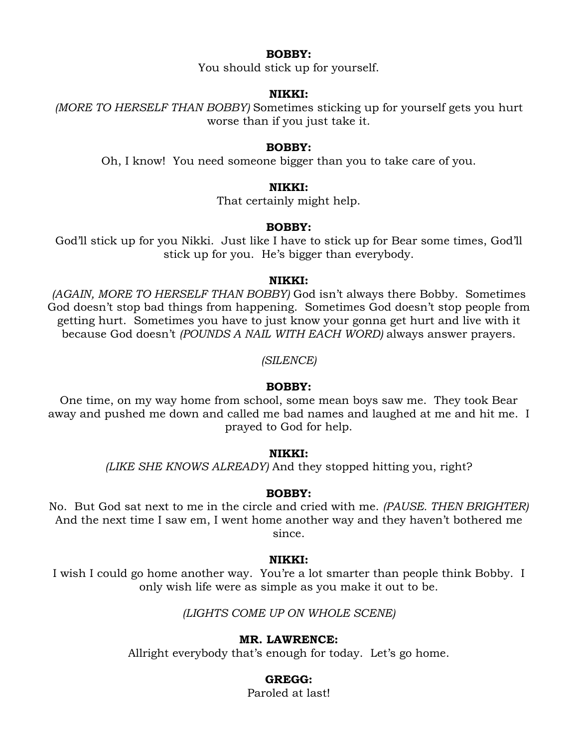**BOBBY:**

You should stick up for yourself.

**NIKKI:**

*(MORE TO HERSELF THAN BOBBY)* Sometimes sticking up for yourself gets you hurt worse than if you just take it.

**BOBBY:**

Oh, I know! You need someone bigger than you to take care of you.

**NIKKI:**

That certainly might help.

**BOBBY:**

God'll stick up for you Nikki. Just like I have to stick up for Bear some times, God'll stick up for you. He's bigger than everybody.

**NIKKI:**

*(AGAIN, MORE TO HERSELF THAN BOBBY)* God isn't always there Bobby. Sometimes God doesn't stop bad things from happening. Sometimes God doesn't stop people from getting hurt. Sometimes you have to just know your gonna get hurt and live with it because God doesn't *(POUNDS A NAIL WITH EACH WORD)* always answer prayers.

*(SILENCE)*

**BOBBY:**

One time, on my way home from school, some mean boys saw me. They took Bear away and pushed me down and called me bad names and laughed at me and hit me. I prayed to God for help.

**NIKKI:**

*(LIKE SHE KNOWS ALREADY)* And they stopped hitting you, right?

**BOBBY:**

No. But God sat next to me in the circle and cried with me. *(PAUSE. THEN BRIGHTER)* And the next time I saw em, I went home another way and they haven't bothered me since.

**NIKKI:**

I wish I could go home another way. You're a lot smarter than people think Bobby. I only wish life were as simple as you make it out to be.

*(LIGHTS COME UP ON WHOLE SCENE)*

**MR. LAWRENCE:**

Allright everybody that's enough for today. Let's go home.

**GREGG:**

Paroled at last!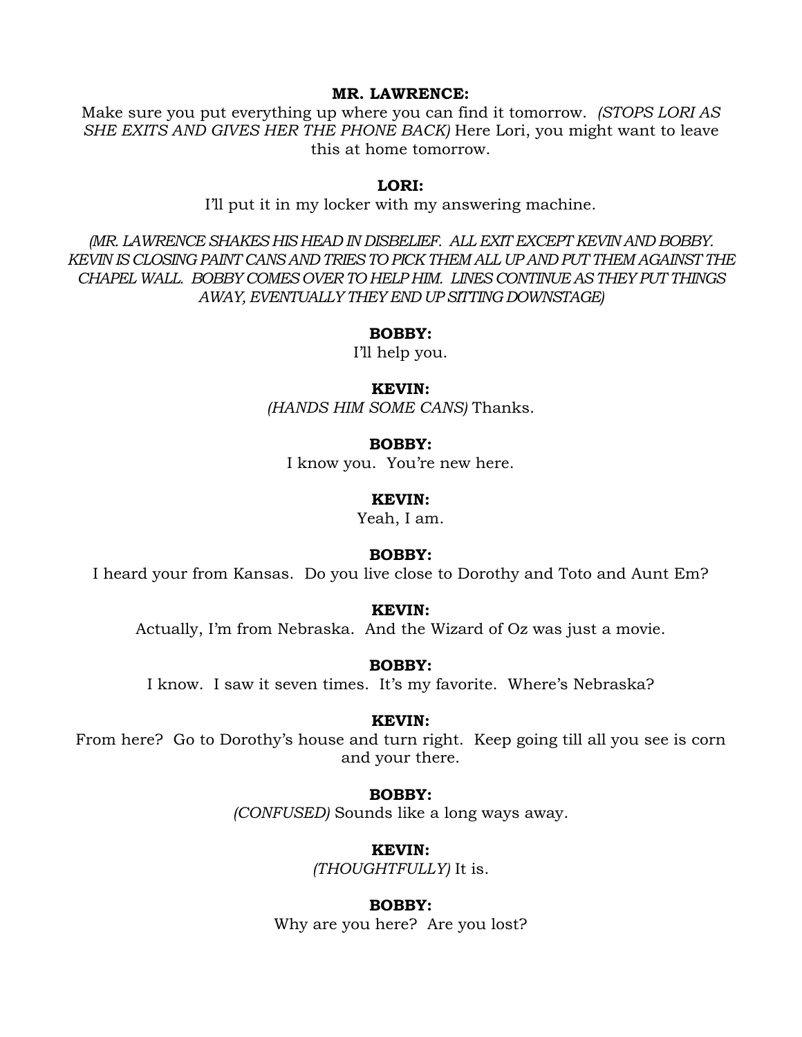**MR. LAWRENCE:**

Make sure you put everything up where you can find it tomorrow. *(STOPS LORI AS SHE EXITS AND GIVES HER THE PHONE BACK)* Here Lori, you might want to leave this at home tomorrow.

**LORI:**

I'll put it in my locker with my answering machine.

*(MR. LAWRENCE SHAKES HIS HEAD IN DISBELIEF. ALL EXIT EXCEPT KEVIN AND BOBBY. KEVIN IS CLOSING PAINT CANS AND TRIES TO PICK THEM ALL UP AND PUT THEM AGAINST THE CHAPEL WALL. BOBBY COMES OVER TO HELP HIM. LINES CONTINUE AS THEY PUT THINGS AWAY, EVENTUALLY THEY END UP SITTING DOWNSTAGE)*

**BOBBY:**

I'll help you.

**KEVIN:**

*(HANDS HIM SOME CANS)* Thanks.

**BOBBY:**

I know you. You're new here.

**KEVIN:**

Yeah, I am.

**BOBBY:**

I heard your from Kansas. Do you live close to Dorothy and Toto and Aunt Em?

**KEVIN:**

Actually, I'm from Nebraska. And the Wizard of Oz was just a movie.

**BOBBY:**

I know. I saw it seven times. It's my favorite. Where's Nebraska?

**KEVIN:**

From here? Go to Dorothy's house and turn right. Keep going till all you see is corn and your there.

**BOBBY:**

*(CONFUSED)* Sounds like a long ways away.

**KEVIN:**

*(THOUGHTFULLY)* It is.

**BOBBY:**

Why are you here? Are you lost?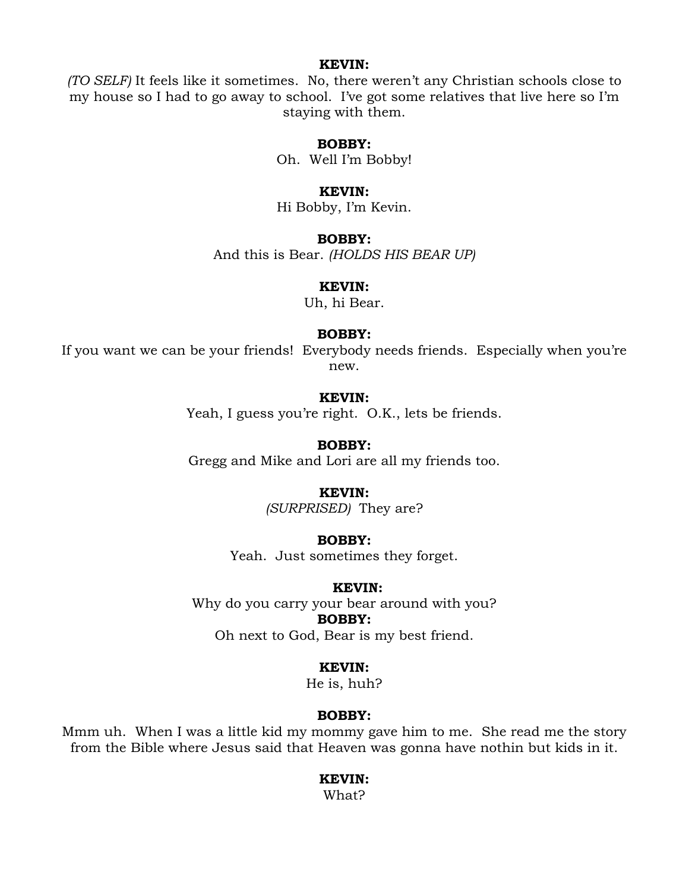**KEVIN:**

*(TO SELF)* It feels like it sometimes. No, there weren't any Christian schools close to my house so I had to go away to school. I've got some relatives that live here so I'm staying with them.

**BOBBY:**

Oh. Well I'm Bobby!

**KEVIN:**

Hi Bobby, I'm Kevin.

**BOBBY:**

And this is Bear. *(HOLDS HIS BEAR UP)*

**KEVIN:**

Uh, hi Bear.

**BOBBY:**

If you want we can be your friends! Everybody needs friends. Especially when you're new.

**KEVIN:**

Yeah, I guess you're right. O.K., lets be friends.

**BOBBY:**

Gregg and Mike and Lori are all my friends too.

**KEVIN:**

*(SURPRISED)* They are?

**BOBBY:**

Yeah. Just sometimes they forget.

**KEVIN:**

Why do you carry your bear around with you?

**BOBBY:**

Oh next to God, Bear is my best friend.

**KEVIN:**

He is, huh?

**BOBBY:**

Mmm uh. When I was a little kid my mommy gave him to me. She read me the story from the Bible where Jesus said that Heaven was gonna have nothin but kids in it.

**KEVIN:**

What?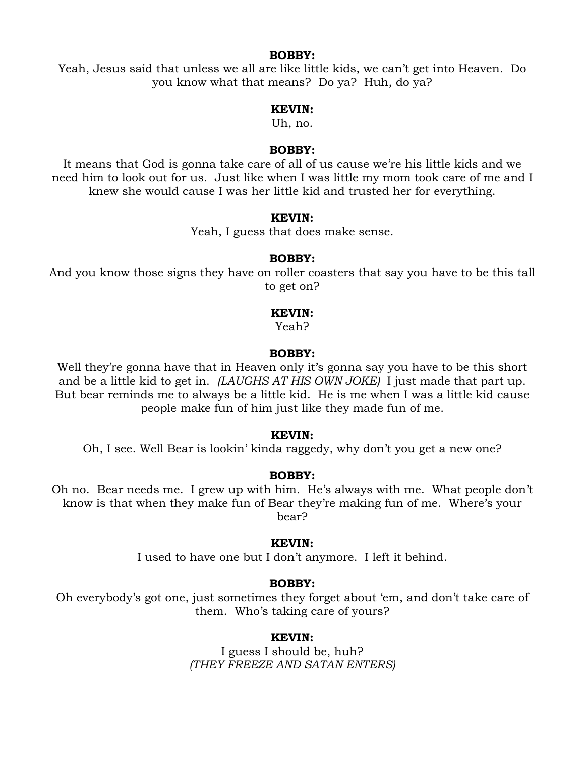**BOBBY:**

Yeah, Jesus said that unless we all are like little kids, we can't get into Heaven. Do you know what that means? Do ya? Huh, do ya?

**KEVIN:**

Uh, no.

**BOBBY:**

It means that God is gonna take care of all of us cause we're his little kids and we need him to look out for us. Just like when I was little my mom took care of me and I knew she would cause I was her little kid and trusted her for everything.

**KEVIN:**

Yeah, I guess that does make sense.

**BOBBY:**

And you know those signs they have on roller coasters that say you have to be this tall to get on?

**KEVIN:**

Yeah?

**BOBBY:**

Well they're gonna have that in Heaven only it's gonna say you have to be this short and be a little kid to get in. *(LAUGHS AT HIS OWN JOKE)* I just made that part up. But bear reminds me to always be a little kid. He is me when I was a little kid cause people make fun of him just like they made fun of me.

**KEVIN:**

Oh, I see. Well Bear is lookin' kinda raggedy, why don't you get a new one?

**BOBBY:**

Oh no. Bear needs me. I grew up with him. He's always with me. What people don't know is that when they make fun of Bear they're making fun of me. Where's your bear?

**KEVIN:**

I used to have one but I don't anymore. I left it behind.

**BOBBY:**

Oh everybody's got one, just sometimes they forget about 'em, and don't take care of them. Who's taking care of yours?

**KEVIN:**

I guess I should be, huh?
*(THEY FREEZE AND SATAN ENTERS)*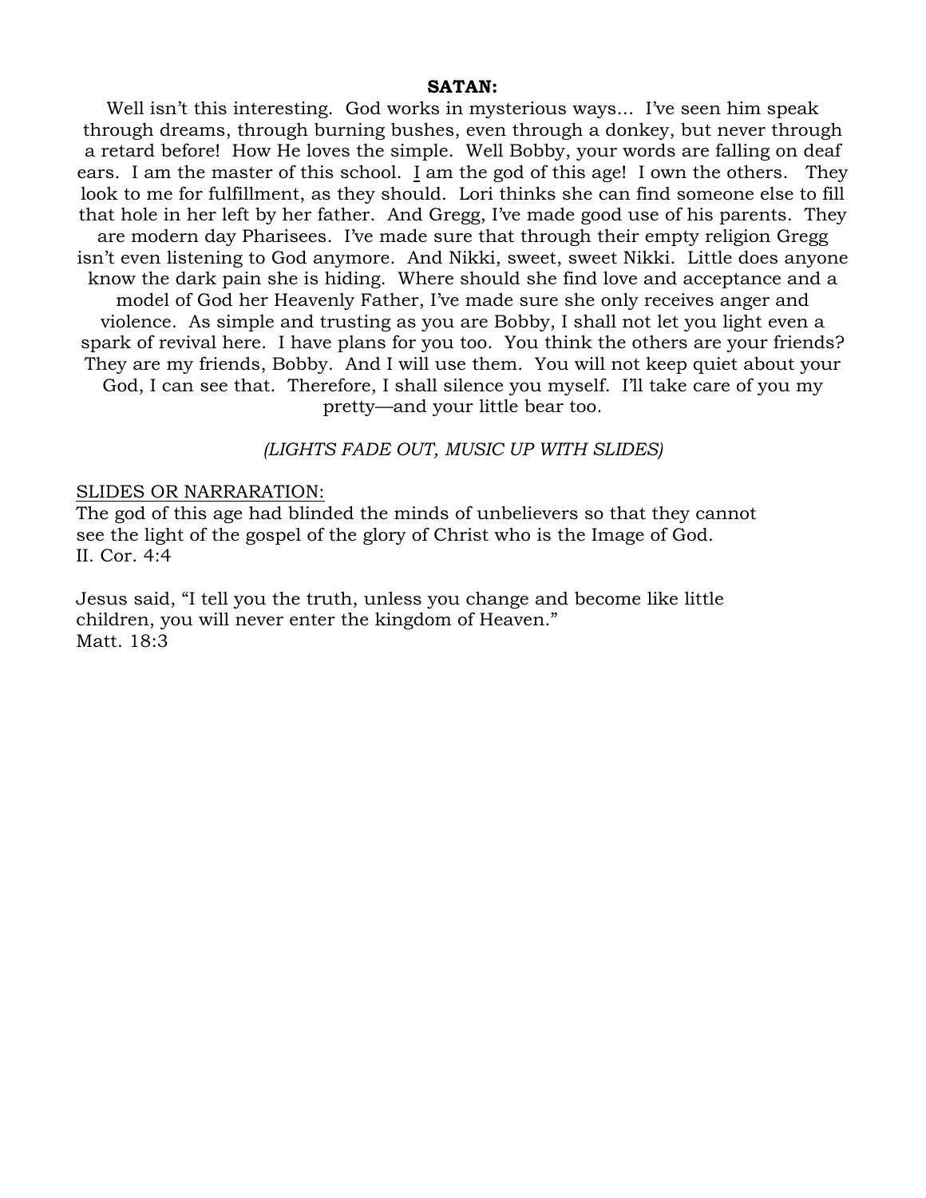**SATAN:**

Well isn't this interesting. God works in mysterious ways… I've seen him speak through dreams, through burning bushes, even through a donkey, but never through a retard before! How He loves the simple. Well Bobby, your words are falling on deaf ears. I am the master of this school. <u>I</u> am the god of this age! I own the others. They look to me for fulfillment, as they should. Lori thinks she can find someone else to fill that hole in her left by her father. And Gregg, I've made good use of his parents. They are modern day Pharisees. I've made sure that through their empty religion Gregg isn't even listening to God anymore. And Nikki, sweet, sweet Nikki. Little does anyone know the dark pain she is hiding. Where should she find love and acceptance and a model of God her Heavenly Father, I've made sure she only receives anger and violence. As simple and trusting as you are Bobby, I shall not let you light even a spark of revival here. I have plans for you too. You think the others are your friends? They are my friends, Bobby. And I will use them. You will not keep quiet about your God, I can see that. Therefore, I shall silence you myself. I'll take care of you my pretty—and your little bear too.

*(LIGHTS FADE OUT, MUSIC UP WITH SLIDES)*

<u>SLIDES OR NARRARATION:</u>

The god of this age had blinded the minds of unbelievers so that they cannot see the light of the gospel of the glory of Christ who is the Image of God.
II. Cor. 4:4

Jesus said, "I tell you the truth, unless you change and become like little children, you will never enter the kingdom of Heaven."
Matt. 18:3